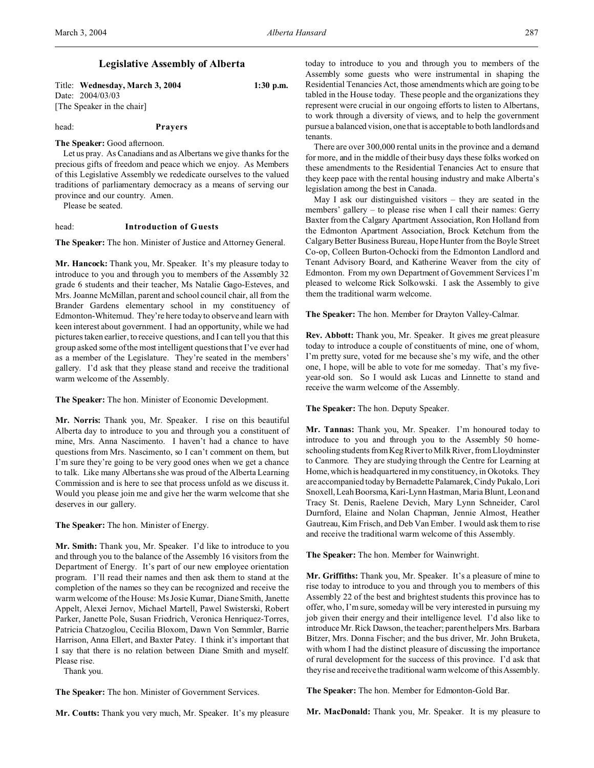# Legislative Assembly of Alberta

Title: **Wednesday, March 3, 2004** **1:30 p.m.**
Date: 2004/03/03
[The Speaker in the chair]

head: **Prayers**

**The Speaker:** Good afternoon.

Let us pray. As Canadians and as Albertans we give thanks for the precious gifts of freedom and peace which we enjoy. As Members of this Legislative Assembly we rededicate ourselves to the valued traditions of parliamentary democracy as a means of serving our province and our country. Amen.

Please be seated.

head: **Introduction of Guests**

**The Speaker:** The hon. Minister of Justice and Attorney General.

**Mr. Hancock:** Thank you, Mr. Speaker. It's my pleasure today to introduce to you and through you to members of the Assembly 32 grade 6 students and their teacher, Ms Natalie Gago-Esteves, and Mrs. Joanne McMillan, parent and school council chair, all from the Brander Gardens elementary school in my constituency of Edmonton-Whitemud. They're here today to observe and learn with keen interest about government. I had an opportunity, while we had pictures taken earlier, to receive questions, and I can tell you that this group asked some of the most intelligent questions that I've ever had as a member of the Legislature. They're seated in the members' gallery. I'd ask that they please stand and receive the traditional warm welcome of the Assembly.

**The Speaker:** The hon. Minister of Economic Development.

**Mr. Norris:** Thank you, Mr. Speaker. I rise on this beautiful Alberta day to introduce to you and through you a constituent of mine, Mrs. Anna Nascimento. I haven't had a chance to have questions from Mrs. Nascimento, so I can't comment on them, but I'm sure they're going to be very good ones when we get a chance to talk. Like many Albertans she was proud of the Alberta Learning Commission and is here to see that process unfold as we discuss it. Would you please join me and give her the warm welcome that she deserves in our gallery.

**The Speaker:** The hon. Minister of Energy.

**Mr. Smith:** Thank you, Mr. Speaker. I'd like to introduce to you and through you to the balance of the Assembly 16 visitors from the Department of Energy. It's part of our new employee orientation program. I'll read their names and then ask them to stand at the completion of the names so they can be recognized and receive the warm welcome of the House: Ms Josie Kumar, Diane Smith, Janette Appelt, Alexei Jernov, Michael Martell, Pawel Swisterski, Robert Parker, Janette Pole, Susan Friedrich, Veronica Henriquez-Torres, Patricia Chatzoglou, Cecilia Bloxom, Dawn Von Semmler, Barrie Harrison, Anna Ellert, and Baxter Patey. I think it's important that I say that there is no relation between Diane Smith and myself. Please rise.

Thank you.

**The Speaker:** The hon. Minister of Government Services.

**Mr. Coutts:** Thank you very much, Mr. Speaker. It's my pleasure today to introduce to you and through you to members of the Assembly some guests who were instrumental in shaping the Residential Tenancies Act, those amendments which are going to be tabled in the House today. These people and the organizations they represent were crucial in our ongoing efforts to listen to Albertans, to work through a diversity of views, and to help the government pursue a balanced vision, one that is acceptable to both landlords and tenants.

There are over 300,000 rental units in the province and a demand for more, and in the middle of their busy days these folks worked on these amendments to the Residential Tenancies Act to ensure that they keep pace with the rental housing industry and make Alberta's legislation among the best in Canada.

May I ask our distinguished visitors – they are seated in the members' gallery – to please rise when I call their names: Gerry Baxter from the Calgary Apartment Association, Ron Holland from the Edmonton Apartment Association, Brock Ketchum from the Calgary Better Business Bureau, Hope Hunter from the Boyle Street Co-op, Colleen Burton-Ochocki from the Edmonton Landlord and Tenant Advisory Board, and Katherine Weaver from the city of Edmonton. From my own Department of Government Services I'm pleased to welcome Rick Solkowski. I ask the Assembly to give them the traditional warm welcome.

**The Speaker:** The hon. Member for Drayton Valley-Calmar.

**Rev. Abbott:** Thank you, Mr. Speaker. It gives me great pleasure today to introduce a couple of constituents of mine, one of whom, I'm pretty sure, voted for me because she's my wife, and the other one, I hope, will be able to vote for me someday. That's my five-year-old son. So I would ask Lucas and Linnette to stand and receive the warm welcome of the Assembly.

**The Speaker:** The hon. Deputy Speaker.

**Mr. Tannas:** Thank you, Mr. Speaker. I'm honoured today to introduce to you and through you to the Assembly 50 home-schooling students from Keg River to Milk River, from Lloydminster to Canmore. They are studying through the Centre for Learning at Home, which is headquartered in my constituency, in Okotoks. They are accompanied today by Bernadette Palamarek, Cindy Pukalo, Lori Snoxell, Leah Boorsma, Kari-Lynn Hastman, Maria Blunt, Leon and Tracy St. Denis, Raelene Devich, Mary Lynn Schneider, Carol Durnford, Elaine and Nolan Chapman, Jennie Almost, Heather Gautreau, Kim Frisch, and Deb Van Ember. I would ask them to rise and receive the traditional warm welcome of this Assembly.

**The Speaker:** The hon. Member for Wainwright.

**Mr. Griffiths:** Thank you, Mr. Speaker. It's a pleasure of mine to rise today to introduce to you and through you to members of this Assembly 22 of the best and brightest students this province has to offer, who, I'm sure, someday will be very interested in pursuing my job given their energy and their intelligence level. I'd also like to introduce Mr. Rick Dawson, the teacher; parent helpers Mrs. Barbara Bitzer, Mrs. Donna Fischer; and the bus driver, Mr. John Bruketa, with whom I had the distinct pleasure of discussing the importance of rural development for the success of this province. I'd ask that they rise and receive the traditional warm welcome of this Assembly.

**The Speaker:** The hon. Member for Edmonton-Gold Bar.

**Mr. MacDonald:** Thank you, Mr. Speaker. It is my pleasure to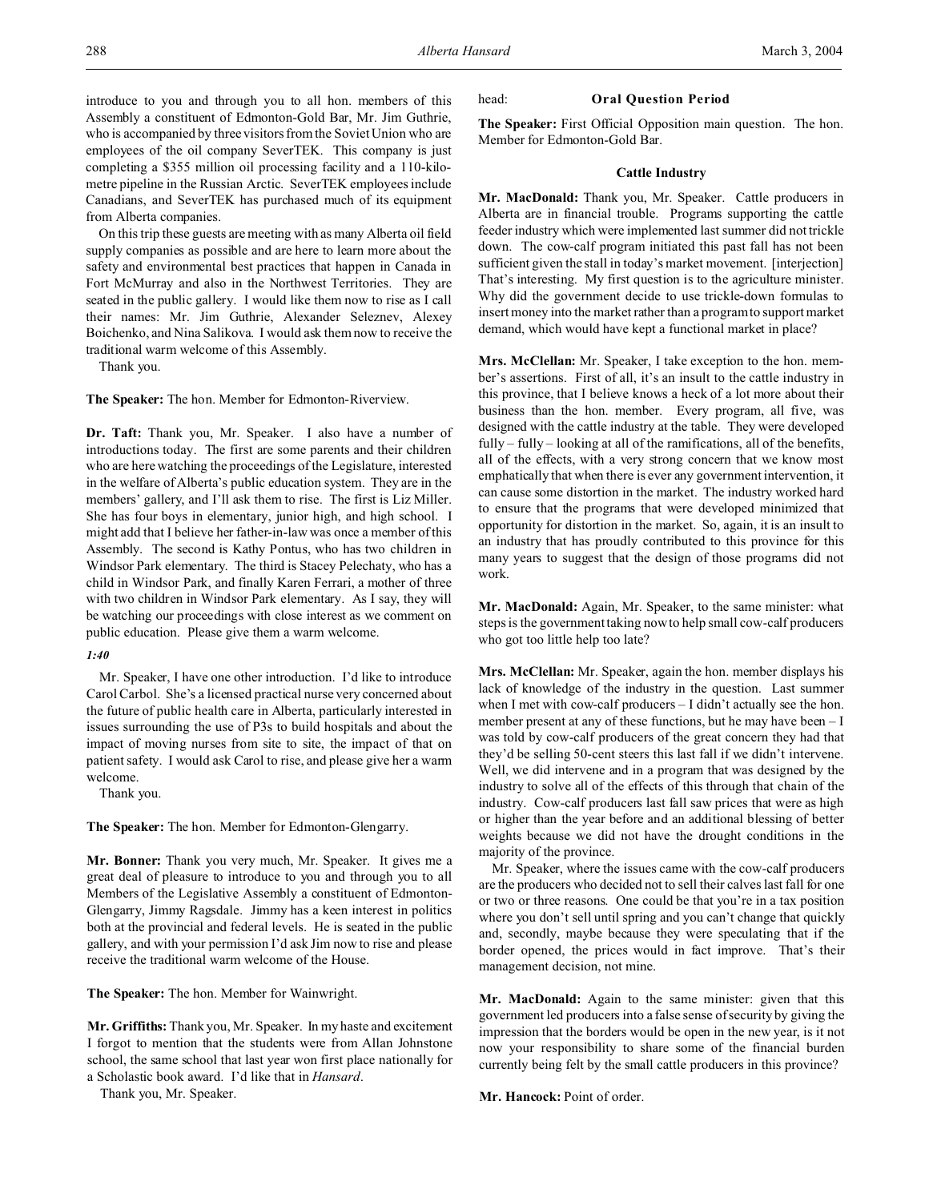introduce to you and through you to all hon. members of this Assembly a constituent of Edmonton-Gold Bar, Mr. Jim Guthrie, who is accompanied by three visitors from the Soviet Union who are employees of the oil company SeverTEK. This company is just completing a $355 million oil processing facility and a 110-kilometre pipeline in the Russian Arctic. SeverTEK employees include Canadians, and SeverTEK has purchased much of its equipment from Alberta companies.

On this trip these guests are meeting with as many Alberta oil field supply companies as possible and are here to learn more about the safety and environmental best practices that happen in Canada in Fort McMurray and also in the Northwest Territories. They are seated in the public gallery. I would like them now to rise as I call their names: Mr. Jim Guthrie, Alexander Seleznev, Alexey Boichenko, and Nina Salikova. I would ask them now to receive the traditional warm welcome of this Assembly.

Thank you.

**The Speaker:** The hon. Member for Edmonton-Riverview.

**Dr. Taft:** Thank you, Mr. Speaker. I also have a number of introductions today. The first are some parents and their children who are here watching the proceedings of the Legislature, interested in the welfare of Alberta's public education system. They are in the members' gallery, and I'll ask them to rise. The first is Liz Miller. She has four boys in elementary, junior high, and high school. I might add that I believe her father-in-law was once a member of this Assembly. The second is Kathy Pontus, who has two children in Windsor Park elementary. The third is Stacey Pelechaty, who has a child in Windsor Park, and finally Karen Ferrari, a mother of three with two children in Windsor Park elementary. As I say, they will be watching our proceedings with close interest as we comment on public education. Please give them a warm welcome.

*1:40*

Mr. Speaker, I have one other introduction. I'd like to introduce Carol Carbol. She's a licensed practical nurse very concerned about the future of public health care in Alberta, particularly interested in issues surrounding the use of P3s to build hospitals and about the impact of moving nurses from site to site, the impact of that on patient safety. I would ask Carol to rise, and please give her a warm welcome.

Thank you.

**The Speaker:** The hon. Member for Edmonton-Glengarry.

**Mr. Bonner:** Thank you very much, Mr. Speaker. It gives me a great deal of pleasure to introduce to you and through you to all Members of the Legislative Assembly a constituent of Edmonton-Glengarry, Jimmy Ragsdale. Jimmy has a keen interest in politics both at the provincial and federal levels. He is seated in the public gallery, and with your permission I'd ask Jim now to rise and please receive the traditional warm welcome of the House.

**The Speaker:** The hon. Member for Wainwright.

**Mr. Griffiths:** Thank you, Mr. Speaker. In my haste and excitement I forgot to mention that the students were from Allan Johnstone school, the same school that last year won first place nationally for a Scholastic book award. I'd like that in *Hansard*.

Thank you, Mr. Speaker.

head: **Oral Question Period**

**The Speaker:** First Official Opposition main question. The hon. Member for Edmonton-Gold Bar.

### Cattle Industry

**Mr. MacDonald:** Thank you, Mr. Speaker. Cattle producers in Alberta are in financial trouble. Programs supporting the cattle feeder industry which were implemented last summer did not trickle down. The cow-calf program initiated this past fall has not been sufficient given the stall in today's market movement. [interjection] That's interesting. My first question is to the agriculture minister. Why did the government decide to use trickle-down formulas to insert money into the market rather than a program to support market demand, which would have kept a functional market in place?

**Mrs. McClellan:** Mr. Speaker, I take exception to the hon. member's assertions. First of all, it's an insult to the cattle industry in this province, that I believe knows a heck of a lot more about their business than the hon. member. Every program, all five, was designed with the cattle industry at the table. They were developed fully – fully – looking at all of the ramifications, all of the benefits, all of the effects, with a very strong concern that we know most emphatically that when there is ever any government intervention, it can cause some distortion in the market. The industry worked hard to ensure that the programs that were developed minimized that opportunity for distortion in the market. So, again, it is an insult to an industry that has proudly contributed to this province for this many years to suggest that the design of those programs did not work.

**Mr. MacDonald:** Again, Mr. Speaker, to the same minister: what steps is the government taking now to help small cow-calf producers who got too little help too late?

**Mrs. McClellan:** Mr. Speaker, again the hon. member displays his lack of knowledge of the industry in the question. Last summer when I met with cow-calf producers – I didn't actually see the hon. member present at any of these functions, but he may have been – I was told by cow-calf producers of the great concern they had that they'd be selling 50-cent steers this last fall if we didn't intervene. Well, we did intervene and in a program that was designed by the industry to solve all of the effects of this through that chain of the industry. Cow-calf producers last fall saw prices that were as high or higher than the year before and an additional blessing of better weights because we did not have the drought conditions in the majority of the province.

Mr. Speaker, where the issues came with the cow-calf producers are the producers who decided not to sell their calves last fall for one or two or three reasons. One could be that you're in a tax position where you don't sell until spring and you can't change that quickly and, secondly, maybe because they were speculating that if the border opened, the prices would in fact improve. That's their management decision, not mine.

**Mr. MacDonald:** Again to the same minister: given that this government led producers into a false sense of security by giving the impression that the borders would be open in the new year, is it not now your responsibility to share some of the financial burden currently being felt by the small cattle producers in this province?

**Mr. Hancock:** Point of order.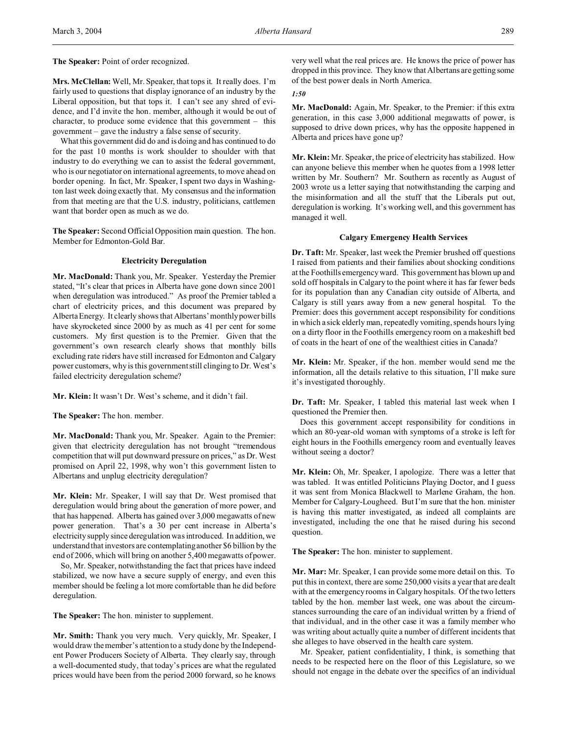**The Speaker:** Point of order recognized.

**Mrs. McClellan:** Well, Mr. Speaker, that tops it. It really does. I'm fairly used to questions that display ignorance of an industry by the Liberal opposition, but that tops it. I can't see any shred of evidence, and I'd invite the hon. member, although it would be out of character, to produce some evidence that this government – this government – gave the industry a false sense of security.

What this government did do and is doing and has continued to do for the past 10 months is work shoulder to shoulder with that industry to do everything we can to assist the federal government, who is our negotiator on international agreements, to move ahead on border opening. In fact, Mr. Speaker, I spent two days in Washington last week doing exactly that. My consensus and the information from that meeting are that the U.S. industry, politicians, cattlemen want that border open as much as we do.

**The Speaker:** Second Official Opposition main question. The hon. Member for Edmonton-Gold Bar.

### Electricity Deregulation

**Mr. MacDonald:** Thank you, Mr. Speaker. Yesterday the Premier stated, "It's clear that prices in Alberta have gone down since 2001 when deregulation was introduced." As proof the Premier tabled a chart of electricity prices, and this document was prepared by Alberta Energy. It clearly shows that Albertans' monthly power bills have skyrocketed since 2000 by as much as 41 per cent for some customers. My first question is to the Premier. Given that the government's own research clearly shows that monthly bills excluding rate riders have still increased for Edmonton and Calgary power customers, why is this government still clinging to Dr. West's failed electricity deregulation scheme?

**Mr. Klein:** It wasn't Dr. West's scheme, and it didn't fail.

**The Speaker:** The hon. member.

**Mr. MacDonald:** Thank you, Mr. Speaker. Again to the Premier: given that electricity deregulation has not brought "tremendous competition that will put downward pressure on prices," as Dr. West promised on April 22, 1998, why won't this government listen to Albertans and unplug electricity deregulation?

**Mr. Klein:** Mr. Speaker, I will say that Dr. West promised that deregulation would bring about the generation of more power, and that has happened. Alberta has gained over 3,000 megawatts of new power generation. That's a 30 per cent increase in Alberta's electricity supply since deregulation was introduced. In addition, we understand that investors are contemplating another $6 billion by the end of 2006, which will bring on another 5,400 megawatts of power.

So, Mr. Speaker, notwithstanding the fact that prices have indeed stabilized, we now have a secure supply of energy, and even this member should be feeling a lot more comfortable than he did before deregulation.

**The Speaker:** The hon. minister to supplement.

**Mr. Smith:** Thank you very much. Very quickly, Mr. Speaker, I would draw the member's attention to a study done by the Independent Power Producers Society of Alberta. They clearly say, through a well-documented study, that today's prices are what the regulated prices would have been from the period 2000 forward, so he knows very well what the real prices are. He knows the price of power has dropped in this province. They know that Albertans are getting some of the best power deals in North America.

*1:50*

**Mr. MacDonald:** Again, Mr. Speaker, to the Premier: if this extra generation, in this case 3,000 additional megawatts of power, is supposed to drive down prices, why has the opposite happened in Alberta and prices have gone up?

**Mr. Klein:** Mr. Speaker, the price of electricity has stabilized. How can anyone believe this member when he quotes from a 1998 letter written by Mr. Southern? Mr. Southern as recently as August of 2003 wrote us a letter saying that notwithstanding the carping and the misinformation and all the stuff that the Liberals put out, deregulation is working. It's working well, and this government has managed it well.

### Calgary Emergency Health Services

**Dr. Taft:** Mr. Speaker, last week the Premier brushed off questions I raised from patients and their families about shocking conditions at the Foothills emergency ward. This government has blown up and sold off hospitals in Calgary to the point where it has far fewer beds for its population than any Canadian city outside of Alberta, and Calgary is still years away from a new general hospital. To the Premier: does this government accept responsibility for conditions in which a sick elderly man, repeatedly vomiting, spends hours lying on a dirty floor in the Foothills emergency room on a makeshift bed of coats in the heart of one of the wealthiest cities in Canada?

**Mr. Klein:** Mr. Speaker, if the hon. member would send me the information, all the details relative to this situation, I'll make sure it's investigated thoroughly.

**Dr. Taft:** Mr. Speaker, I tabled this material last week when I questioned the Premier then.

Does this government accept responsibility for conditions in which an 80-year-old woman with symptoms of a stroke is left for eight hours in the Foothills emergency room and eventually leaves without seeing a doctor?

**Mr. Klein:** Oh, Mr. Speaker, I apologize. There was a letter that was tabled. It was entitled Politicians Playing Doctor, and I guess it was sent from Monica Blackwell to Marlene Graham, the hon. Member for Calgary-Lougheed. But I'm sure that the hon. minister is having this matter investigated, as indeed all complaints are investigated, including the one that he raised during his second question.

**The Speaker:** The hon. minister to supplement.

**Mr. Mar:** Mr. Speaker, I can provide some more detail on this. To put this in context, there are some 250,000 visits a year that are dealt with at the emergency rooms in Calgary hospitals. Of the two letters tabled by the hon. member last week, one was about the circumstances surrounding the care of an individual written by a friend of that individual, and in the other case it was a family member who was writing about actually quite a number of different incidents that she alleges to have observed in the health care system.

Mr. Speaker, patient confidentiality, I think, is something that needs to be respected here on the floor of this Legislature, so we should not engage in the debate over the specifics of an individual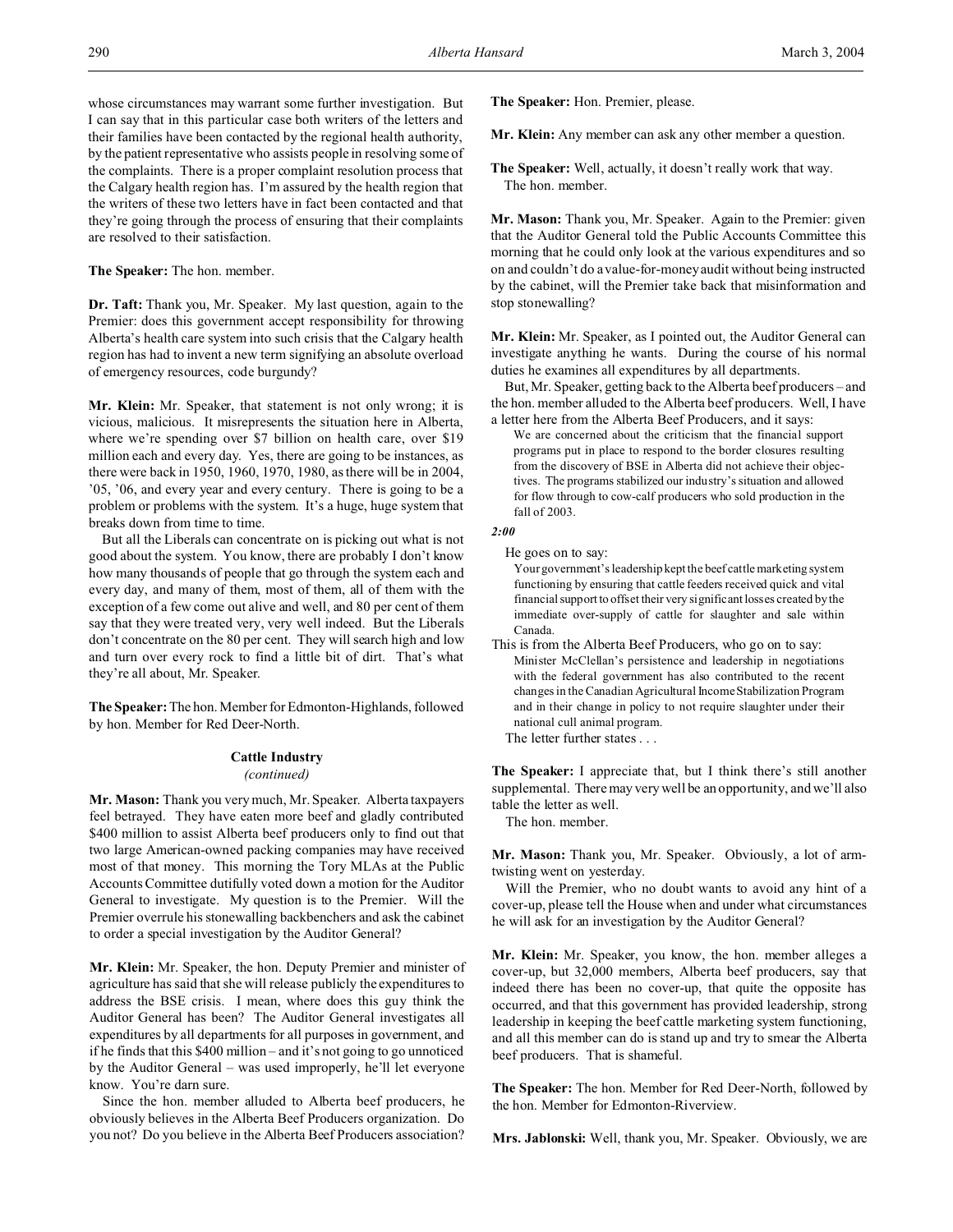whose circumstances may warrant some further investigation. But I can say that in this particular case both writers of the letters and their families have been contacted by the regional health authority, by the patient representative who assists people in resolving some of the complaints. There is a proper complaint resolution process that the Calgary health region has. I'm assured by the health region that the writers of these two letters have in fact been contacted and that they're going through the process of ensuring that their complaints are resolved to their satisfaction.

**The Speaker:** The hon. member.

**Dr. Taft:** Thank you, Mr. Speaker. My last question, again to the Premier: does this government accept responsibility for throwing Alberta's health care system into such crisis that the Calgary health region has had to invent a new term signifying an absolute overload of emergency resources, code burgundy?

**Mr. Klein:** Mr. Speaker, that statement is not only wrong; it is vicious, malicious. It misrepresents the situation here in Alberta, where we're spending over $7 billion on health care, over $19 million each and every day. Yes, there are going to be instances, as there were back in 1950, 1960, 1970, 1980, as there will be in 2004, '05, '06, and every year and every century. There is going to be a problem or problems with the system. It's a huge, huge system that breaks down from time to time.

But all the Liberals can concentrate on is picking out what is not good about the system. You know, there are probably I don't know how many thousands of people that go through the system each and every day, and many of them, most of them, all of them with the exception of a few come out alive and well, and 80 per cent of them say that they were treated very, very well indeed. But the Liberals don't concentrate on the 80 per cent. They will search high and low and turn over every rock to find a little bit of dirt. That's what they're all about, Mr. Speaker.

**The Speaker:** The hon. Member for Edmonton-Highlands, followed by hon. Member for Red Deer-North.

## Cattle Industry
*(continued)*

**Mr. Mason:** Thank you very much, Mr. Speaker. Alberta taxpayers feel betrayed. They have eaten more beef and gladly contributed $400 million to assist Alberta beef producers only to find out that two large American-owned packing companies may have received most of that money. This morning the Tory MLAs at the Public Accounts Committee dutifully voted down a motion for the Auditor General to investigate. My question is to the Premier. Will the Premier overrule his stonewalling backbenchers and ask the cabinet to order a special investigation by the Auditor General?

**Mr. Klein:** Mr. Speaker, the hon. Deputy Premier and minister of agriculture has said that she will release publicly the expenditures to address the BSE crisis. I mean, where does this guy think the Auditor General has been? The Auditor General investigates all expenditures by all departments for all purposes in government, and if he finds that this $400 million – and it's not going to go unnoticed by the Auditor General – was used improperly, he'll let everyone know. You're darn sure.

Since the hon. member alluded to Alberta beef producers, he obviously believes in the Alberta Beef Producers organization. Do you not? Do you believe in the Alberta Beef Producers association?

**The Speaker:** Hon. Premier, please.

**Mr. Klein:** Any member can ask any other member a question.

**The Speaker:** Well, actually, it doesn't really work that way. The hon. member.

**Mr. Mason:** Thank you, Mr. Speaker. Again to the Premier: given that the Auditor General told the Public Accounts Committee this morning that he could only look at the various expenditures and so on and couldn't do a value-for-money audit without being instructed by the cabinet, will the Premier take back that misinformation and stop stonewalling?

**Mr. Klein:** Mr. Speaker, as I pointed out, the Auditor General can investigate anything he wants. During the course of his normal duties he examines all expenditures by all departments.

But, Mr. Speaker, getting back to the Alberta beef producers – and the hon. member alluded to the Alberta beef producers. Well, I have a letter here from the Alberta Beef Producers, and it says:

> We are concerned about the criticism that the financial support programs put in place to respond to the border closures resulting from the discovery of BSE in Alberta did not achieve their objectives. The programs stabilized our industry's situation and allowed for flow through to cow-calf producers who sold production in the fall of 2003.

*2:00*

He goes on to say:

> Your government's leadership kept the beef cattle marketing system functioning by ensuring that cattle feeders received quick and vital financial support to offset their very significant losses created by the immediate over-supply of cattle for slaughter and sale within Canada.

This is from the Alberta Beef Producers, who go on to say:

> Minister McClellan's persistence and leadership in negotiations with the federal government has also contributed to the recent changes in the Canadian Agricultural Income Stabilization Program and in their change in policy to not require slaughter under their national cull animal program.

The letter further states . . .

**The Speaker:** I appreciate that, but I think there's still another supplemental. There may very well be an opportunity, and we'll also table the letter as well.

The hon. member.

**Mr. Mason:** Thank you, Mr. Speaker. Obviously, a lot of arm-twisting went on yesterday.

Will the Premier, who no doubt wants to avoid any hint of a cover-up, please tell the House when and under what circumstances he will ask for an investigation by the Auditor General?

**Mr. Klein:** Mr. Speaker, you know, the hon. member alleges a cover-up, but 32,000 members, Alberta beef producers, say that indeed there has been no cover-up, that quite the opposite has occurred, and that this government has provided leadership, strong leadership in keeping the beef cattle marketing system functioning, and all this member can do is stand up and try to smear the Alberta beef producers. That is shameful.

**The Speaker:** The hon. Member for Red Deer-North, followed by the hon. Member for Edmonton-Riverview.

**Mrs. Jablonski:** Well, thank you, Mr. Speaker. Obviously, we are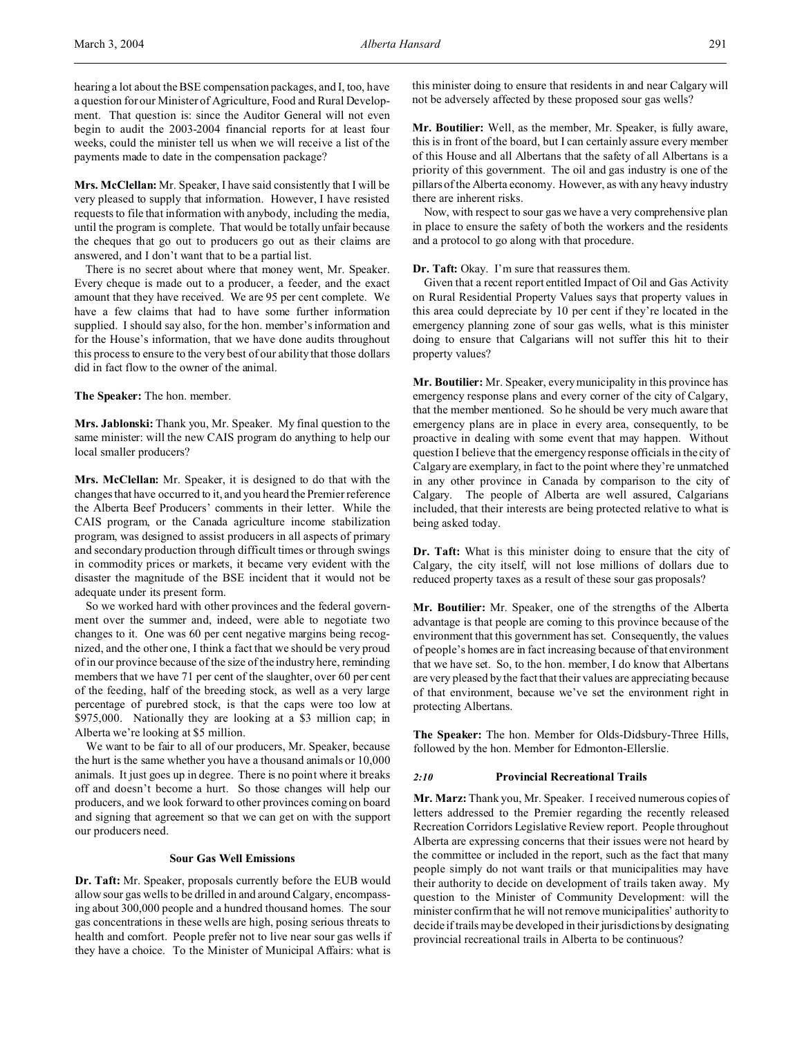hearing a lot about the BSE compensation packages, and I, too, have a question for our Minister of Agriculture, Food and Rural Development. That question is: since the Auditor General will not even begin to audit the 2003-2004 financial reports for at least four weeks, could the minister tell us when we will receive a list of the payments made to date in the compensation package?

**Mrs. McClellan:** Mr. Speaker, I have said consistently that I will be very pleased to supply that information. However, I have resisted requests to file that information with anybody, including the media, until the program is complete. That would be totally unfair because the cheques that go out to producers go out as their claims are answered, and I don't want that to be a partial list.

There is no secret about where that money went, Mr. Speaker. Every cheque is made out to a producer, a feeder, and the exact amount that they have received. We are 95 per cent complete. We have a few claims that had to have some further information supplied. I should say also, for the hon. member's information and for the House's information, that we have done audits throughout this process to ensure to the very best of our ability that those dollars did in fact flow to the owner of the animal.

**The Speaker:** The hon. member.

**Mrs. Jablonski:** Thank you, Mr. Speaker. My final question to the same minister: will the new CAIS program do anything to help our local smaller producers?

**Mrs. McClellan:** Mr. Speaker, it is designed to do that with the changes that have occurred to it, and you heard the Premier reference the Alberta Beef Producers' comments in their letter. While the CAIS program, or the Canada agriculture income stabilization program, was designed to assist producers in all aspects of primary and secondary production through difficult times or through swings in commodity prices or markets, it became very evident with the disaster the magnitude of the BSE incident that it would not be adequate under its present form.

So we worked hard with other provinces and the federal government over the summer and, indeed, were able to negotiate two changes to it. One was 60 per cent negative margins being recognized, and the other one, I think a fact that we should be very proud of in our province because of the size of the industry here, reminding members that we have 71 per cent of the slaughter, over 60 per cent of the feeding, half of the breeding stock, as well as a very large percentage of purebred stock, is that the caps were too low at $975,000. Nationally they are looking at a $3 million cap; in Alberta we're looking at $5 million.

We want to be fair to all of our producers, Mr. Speaker, because the hurt is the same whether you have a thousand animals or 10,000 animals. It just goes up in degree. There is no point where it breaks off and doesn't become a hurt. So those changes will help our producers, and we look forward to other provinces coming on board and signing that agreement so that we can get on with the support our producers need.

### Sour Gas Well Emissions

**Dr. Taft:** Mr. Speaker, proposals currently before the EUB would allow sour gas wells to be drilled in and around Calgary, encompassing about 300,000 people and a hundred thousand homes. The sour gas concentrations in these wells are high, posing serious threats to health and comfort. People prefer not to live near sour gas wells if they have a choice. To the Minister of Municipal Affairs: what is this minister doing to ensure that residents in and near Calgary will not be adversely affected by these proposed sour gas wells?

**Mr. Boutilier:** Well, as the member, Mr. Speaker, is fully aware, this is in front of the board, but I can certainly assure every member of this House and all Albertans that the safety of all Albertans is a priority of this government. The oil and gas industry is one of the pillars of the Alberta economy. However, as with any heavy industry there are inherent risks.

Now, with respect to sour gas we have a very comprehensive plan in place to ensure the safety of both the workers and the residents and a protocol to go along with that procedure.

**Dr. Taft:** Okay. I'm sure that reassures them.

Given that a recent report entitled Impact of Oil and Gas Activity on Rural Residential Property Values says that property values in this area could depreciate by 10 per cent if they're located in the emergency planning zone of sour gas wells, what is this minister doing to ensure that Calgarians will not suffer this hit to their property values?

**Mr. Boutilier:** Mr. Speaker, every municipality in this province has emergency response plans and every corner of the city of Calgary, that the member mentioned. So he should be very much aware that emergency plans are in place in every area, consequently, to be proactive in dealing with some event that may happen. Without question I believe that the emergency response officials in the city of Calgary are exemplary, in fact to the point where they're unmatched in any other province in Canada by comparison to the city of Calgary. The people of Alberta are well assured, Calgarians included, that their interests are being protected relative to what is being asked today.

**Dr. Taft:** What is this minister doing to ensure that the city of Calgary, the city itself, will not lose millions of dollars due to reduced property taxes as a result of these sour gas proposals?

**Mr. Boutilier:** Mr. Speaker, one of the strengths of the Alberta advantage is that people are coming to this province because of the environment that this government has set. Consequently, the values of people's homes are in fact increasing because of that environment that we have set. So, to the hon. member, I do know that Albertans are very pleased by the fact that their values are appreciating because of that environment, because we've set the environment right in protecting Albertans.

**The Speaker:** The hon. Member for Olds-Didsbury-Three Hills, followed by the hon. Member for Edmonton-Ellerslie.

### *2:10* Provincial Recreational Trails

**Mr. Marz:** Thank you, Mr. Speaker. I received numerous copies of letters addressed to the Premier regarding the recently released Recreation Corridors Legislative Review report. People throughout Alberta are expressing concerns that their issues were not heard by the committee or included in the report, such as the fact that many people simply do not want trails or that municipalities may have their authority to decide on development of trails taken away. My question to the Minister of Community Development: will the minister confirm that he will not remove municipalities' authority to decide if trails may be developed in their jurisdictions by designating provincial recreational trails in Alberta to be continuous?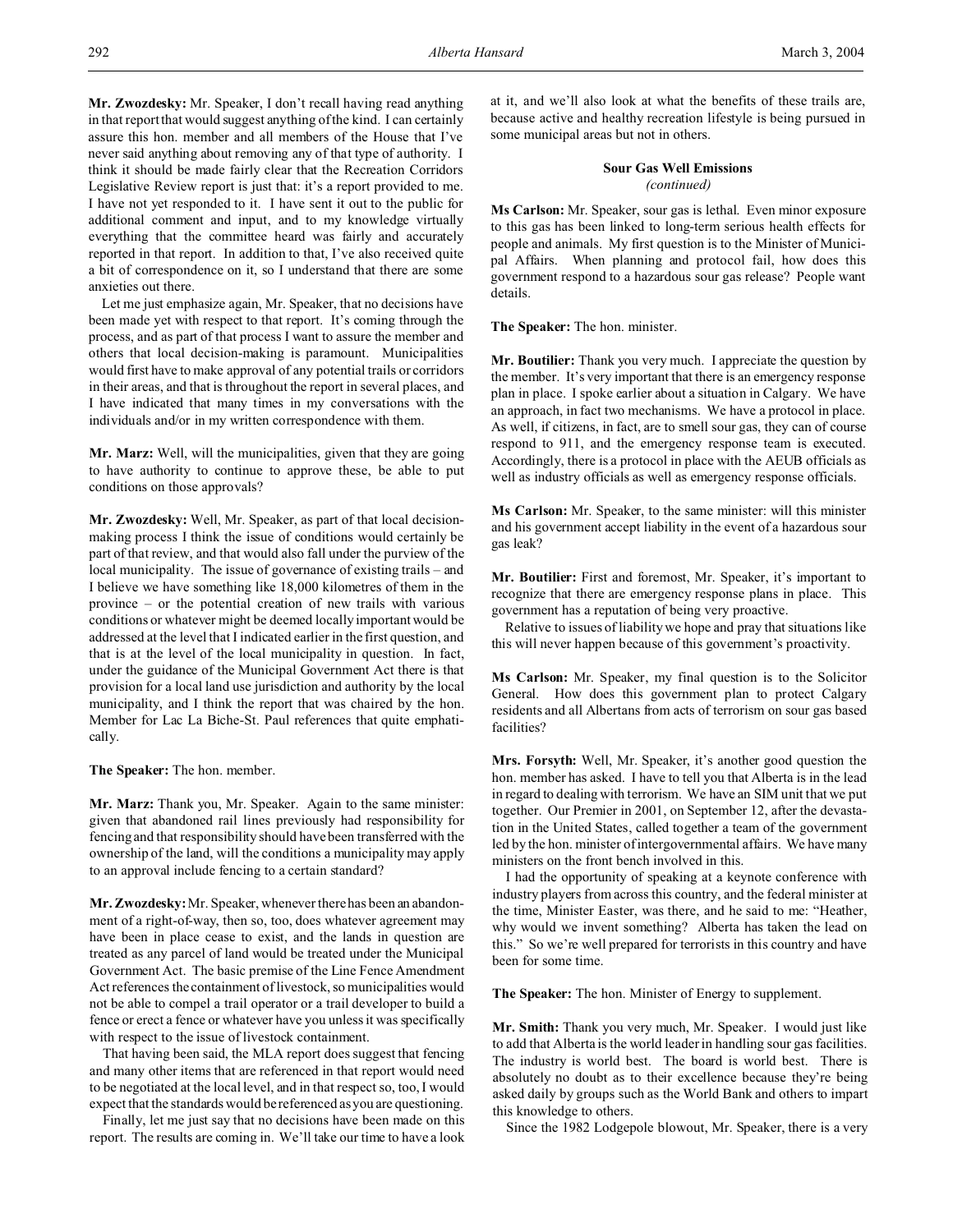**Mr. Zwozdesky:** Mr. Speaker, I don't recall having read anything in that report that would suggest anything of the kind. I can certainly assure this hon. member and all members of the House that I've never said anything about removing any of that type of authority. I think it should be made fairly clear that the Recreation Corridors Legislative Review report is just that: it's a report provided to me. I have not yet responded to it. I have sent it out to the public for additional comment and input, and to my knowledge virtually everything that the committee heard was fairly and accurately reported in that report. In addition to that, I've also received quite a bit of correspondence on it, so I understand that there are some anxieties out there.

Let me just emphasize again, Mr. Speaker, that no decisions have been made yet with respect to that report. It's coming through the process, and as part of that process I want to assure the member and others that local decision-making is paramount. Municipalities would first have to make approval of any potential trails or corridors in their areas, and that is throughout the report in several places, and I have indicated that many times in my conversations with the individuals and/or in my written correspondence with them.

**Mr. Marz:** Well, will the municipalities, given that they are going to have authority to continue to approve these, be able to put conditions on those approvals?

**Mr. Zwozdesky:** Well, Mr. Speaker, as part of that local decision-making process I think the issue of conditions would certainly be part of that review, and that would also fall under the purview of the local municipality. The issue of governance of existing trails – and I believe we have something like 18,000 kilometres of them in the province – or the potential creation of new trails with various conditions or whatever might be deemed locally important would be addressed at the level that I indicated earlier in the first question, and that is at the level of the local municipality in question. In fact, under the guidance of the Municipal Government Act there is that provision for a local land use jurisdiction and authority by the local municipality, and I think the report that was chaired by the hon. Member for Lac La Biche-St. Paul references that quite emphatically.

**The Speaker:** The hon. member.

**Mr. Marz:** Thank you, Mr. Speaker. Again to the same minister: given that abandoned rail lines previously had responsibility for fencing and that responsibility should have been transferred with the ownership of the land, will the conditions a municipality may apply to an approval include fencing to a certain standard?

**Mr. Zwozdesky:** Mr. Speaker, whenever there has been an abandonment of a right-of-way, then so, too, does whatever agreement may have been in place cease to exist, and the lands in question are treated as any parcel of land would be treated under the Municipal Government Act. The basic premise of the Line Fence Amendment Act references the containment of livestock, so municipalities would not be able to compel a trail operator or a trail developer to build a fence or erect a fence or whatever have you unless it was specifically with respect to the issue of livestock containment.

That having been said, the MLA report does suggest that fencing and many other items that are referenced in that report would need to be negotiated at the local level, and in that respect so, too, I would expect that the standards would be referenced as you are questioning.

Finally, let me just say that no decisions have been made on this report. The results are coming in. We'll take our time to have a look at it, and we'll also look at what the benefits of these trails are, because active and healthy recreation lifestyle is being pursued in some municipal areas but not in others.

## Sour Gas Well Emissions
*(continued)*

**Ms Carlson:** Mr. Speaker, sour gas is lethal. Even minor exposure to this gas has been linked to long-term serious health effects for people and animals. My first question is to the Minister of Municipal Affairs. When planning and protocol fail, how does this government respond to a hazardous sour gas release? People want details.

**The Speaker:** The hon. minister.

**Mr. Boutilier:** Thank you very much. I appreciate the question by the member. It's very important that there is an emergency response plan in place. I spoke earlier about a situation in Calgary. We have an approach, in fact two mechanisms. We have a protocol in place. As well, if citizens, in fact, are to smell sour gas, they can of course respond to 911, and the emergency response team is executed. Accordingly, there is a protocol in place with the AEUB officials as well as industry officials as well as emergency response officials.

**Ms Carlson:** Mr. Speaker, to the same minister: will this minister and his government accept liability in the event of a hazardous sour gas leak?

**Mr. Boutilier:** First and foremost, Mr. Speaker, it's important to recognize that there are emergency response plans in place. This government has a reputation of being very proactive.

Relative to issues of liability we hope and pray that situations like this will never happen because of this government's proactivity.

**Ms Carlson:** Mr. Speaker, my final question is to the Solicitor General. How does this government plan to protect Calgary residents and all Albertans from acts of terrorism on sour gas based facilities?

**Mrs. Forsyth:** Well, Mr. Speaker, it's another good question the hon. member has asked. I have to tell you that Alberta is in the lead in regard to dealing with terrorism. We have an SIM unit that we put together. Our Premier in 2001, on September 12, after the devastation in the United States, called together a team of the government led by the hon. minister of intergovernmental affairs. We have many ministers on the front bench involved in this.

I had the opportunity of speaking at a keynote conference with industry players from across this country, and the federal minister at the time, Minister Easter, was there, and he said to me: "Heather, why would we invent something? Alberta has taken the lead on this." So we're well prepared for terrorists in this country and have been for some time.

**The Speaker:** The hon. Minister of Energy to supplement.

**Mr. Smith:** Thank you very much, Mr. Speaker. I would just like to add that Alberta is the world leader in handling sour gas facilities. The industry is world best. The board is world best. There is absolutely no doubt as to their excellence because they're being asked daily by groups such as the World Bank and others to impart this knowledge to others.

Since the 1982 Lodgepole blowout, Mr. Speaker, there is a very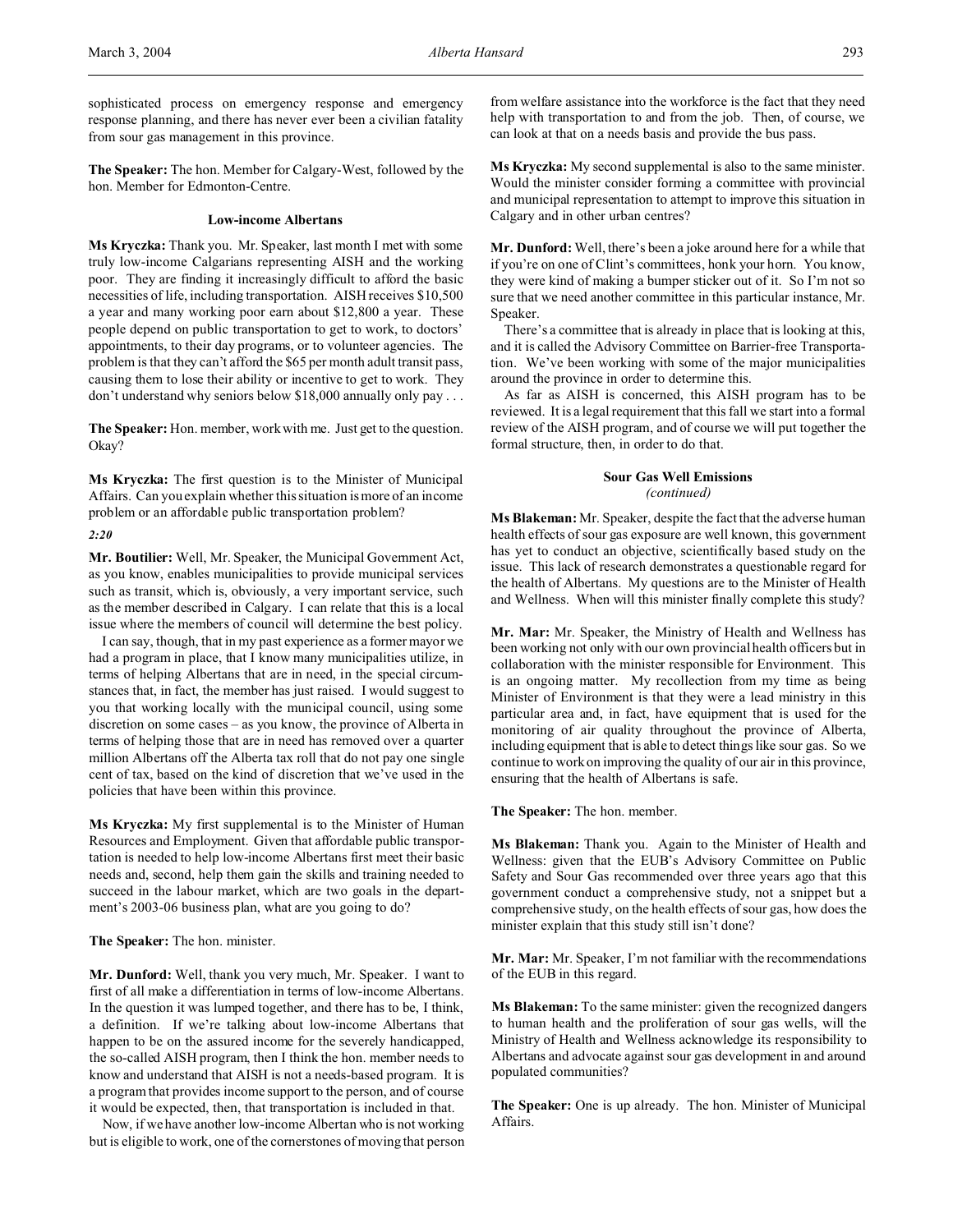sophisticated process on emergency response and emergency response planning, and there has never ever been a civilian fatality from sour gas management in this province.

**The Speaker:** The hon. Member for Calgary-West, followed by the hon. Member for Edmonton-Centre.

### Low-income Albertans

**Ms Kryczka:** Thank you. Mr. Speaker, last month I met with some truly low-income Calgarians representing AISH and the working poor. They are finding it increasingly difficult to afford the basic necessities of life, including transportation. AISH receives $10,500 a year and many working poor earn about $12,800 a year. These people depend on public transportation to get to work, to doctors' appointments, to their day programs, or to volunteer agencies. The problem is that they can't afford the $65 per month adult transit pass, causing them to lose their ability or incentive to get to work. They don't understand why seniors below $18,000 annually only pay . . .

**The Speaker:** Hon. member, work with me. Just get to the question. Okay?

**Ms Kryczka:** The first question is to the Minister of Municipal Affairs. Can you explain whether this situation is more of an income problem or an affordable public transportation problem?

*2:20*

**Mr. Boutilier:** Well, Mr. Speaker, the Municipal Government Act, as you know, enables municipalities to provide municipal services such as transit, which is, obviously, a very important service, such as the member described in Calgary. I can relate that this is a local issue where the members of council will determine the best policy.

I can say, though, that in my past experience as a former mayor we had a program in place, that I know many municipalities utilize, in terms of helping Albertans that are in need, in the special circumstances that, in fact, the member has just raised. I would suggest to you that working locally with the municipal council, using some discretion on some cases – as you know, the province of Alberta in terms of helping those that are in need has removed over a quarter million Albertans off the Alberta tax roll that do not pay one single cent of tax, based on the kind of discretion that we've used in the policies that have been within this province.

**Ms Kryczka:** My first supplemental is to the Minister of Human Resources and Employment. Given that affordable public transportation is needed to help low-income Albertans first meet their basic needs and, second, help them gain the skills and training needed to succeed in the labour market, which are two goals in the department's 2003-06 business plan, what are you going to do?

**The Speaker:** The hon. minister.

**Mr. Dunford:** Well, thank you very much, Mr. Speaker. I want to first of all make a differentiation in terms of low-income Albertans. In the question it was lumped together, and there has to be, I think, a definition. If we're talking about low-income Albertans that happen to be on the assured income for the severely handicapped, the so-called AISH program, then I think the hon. member needs to know and understand that AISH is not a needs-based program. It is a program that provides income support to the person, and of course it would be expected, then, that transportation is included in that.

Now, if we have another low-income Albertan who is not working but is eligible to work, one of the cornerstones of moving that person from welfare assistance into the workforce is the fact that they need help with transportation to and from the job. Then, of course, we can look at that on a needs basis and provide the bus pass.

**Ms Kryczka:** My second supplemental is also to the same minister. Would the minister consider forming a committee with provincial and municipal representation to attempt to improve this situation in Calgary and in other urban centres?

**Mr. Dunford:** Well, there's been a joke around here for a while that if you're on one of Clint's committees, honk your horn. You know, they were kind of making a bumper sticker out of it. So I'm not so sure that we need another committee in this particular instance, Mr. Speaker.

There's a committee that is already in place that is looking at this, and it is called the Advisory Committee on Barrier-free Transportation. We've been working with some of the major municipalities around the province in order to determine this.

As far as AISH is concerned, this AISH program has to be reviewed. It is a legal requirement that this fall we start into a formal review of the AISH program, and of course we will put together the formal structure, then, in order to do that.

### Sour Gas Well Emissions
*(continued)*

**Ms Blakeman:** Mr. Speaker, despite the fact that the adverse human health effects of sour gas exposure are well known, this government has yet to conduct an objective, scientifically based study on the issue. This lack of research demonstrates a questionable regard for the health of Albertans. My questions are to the Minister of Health and Wellness. When will this minister finally complete this study?

**Mr. Mar:** Mr. Speaker, the Ministry of Health and Wellness has been working not only with our own provincial health officers but in collaboration with the minister responsible for Environment. This is an ongoing matter. My recollection from my time as being Minister of Environment is that they were a lead ministry in this particular area and, in fact, have equipment that is used for the monitoring of air quality throughout the province of Alberta, including equipment that is able to detect things like sour gas. So we continue to work on improving the quality of our air in this province, ensuring that the health of Albertans is safe.

**The Speaker:** The hon. member.

**Ms Blakeman:** Thank you. Again to the Minister of Health and Wellness: given that the EUB's Advisory Committee on Public Safety and Sour Gas recommended over three years ago that this government conduct a comprehensive study, not a snippet but a comprehensive study, on the health effects of sour gas, how does the minister explain that this study still isn't done?

**Mr. Mar:** Mr. Speaker, I'm not familiar with the recommendations of the EUB in this regard.

**Ms Blakeman:** To the same minister: given the recognized dangers to human health and the proliferation of sour gas wells, will the Ministry of Health and Wellness acknowledge its responsibility to Albertans and advocate against sour gas development in and around populated communities?

**The Speaker:** One is up already. The hon. Minister of Municipal Affairs.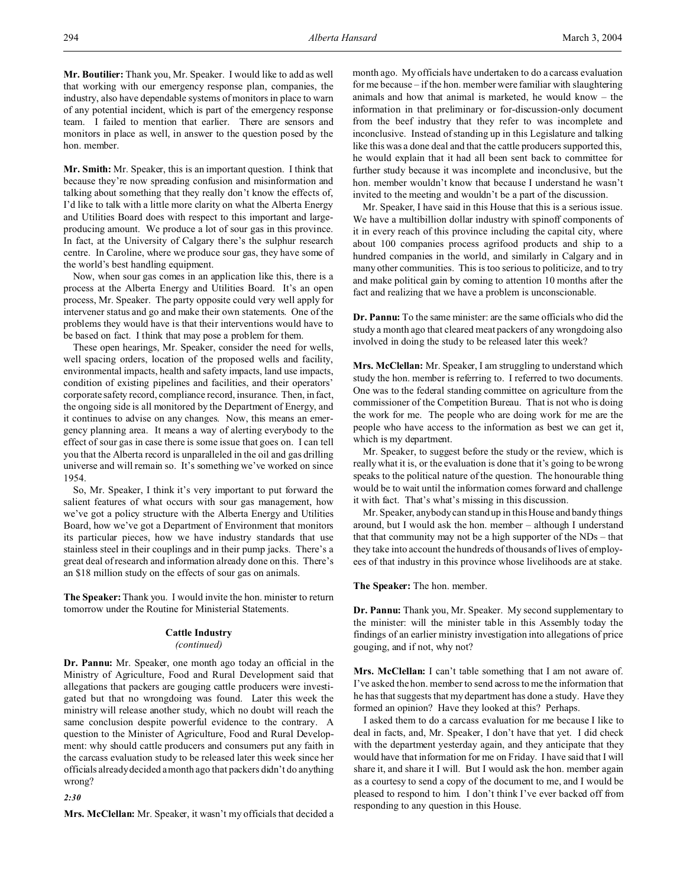**Mr. Boutilier:** Thank you, Mr. Speaker. I would like to add as well that working with our emergency response plan, companies, the industry, also have dependable systems of monitors in place to warn of any potential incident, which is part of the emergency response team. I failed to mention that earlier. There are sensors and monitors in place as well, in answer to the question posed by the hon. member.

**Mr. Smith:** Mr. Speaker, this is an important question. I think that because they're now spreading confusion and misinformation and talking about something that they really don't know the effects of, I'd like to talk with a little more clarity on what the Alberta Energy and Utilities Board does with respect to this important and large-producing amount. We produce a lot of sour gas in this province. In fact, at the University of Calgary there's the sulphur research centre. In Caroline, where we produce sour gas, they have some of the world's best handling equipment.

Now, when sour gas comes in an application like this, there is a process at the Alberta Energy and Utilities Board. It's an open process, Mr. Speaker. The party opposite could very well apply for intervener status and go and make their own statements. One of the problems they would have is that their interventions would have to be based on fact. I think that may pose a problem for them.

These open hearings, Mr. Speaker, consider the need for wells, well spacing orders, location of the proposed wells and facility, environmental impacts, health and safety impacts, land use impacts, condition of existing pipelines and facilities, and their operators' corporate safety record, compliance record, insurance. Then, in fact, the ongoing side is all monitored by the Department of Energy, and it continues to advise on any changes. Now, this means an emergency planning area. It means a way of alerting everybody to the effect of sour gas in case there is some issue that goes on. I can tell you that the Alberta record is unparalleled in the oil and gas drilling universe and will remain so. It's something we've worked on since 1954.

So, Mr. Speaker, I think it's very important to put forward the salient features of what occurs with sour gas management, how we've got a policy structure with the Alberta Energy and Utilities Board, how we've got a Department of Environment that monitors its particular pieces, how we have industry standards that use stainless steel in their couplings and in their pump jacks. There's a great deal of research and information already done on this. There's an $18 million study on the effects of sour gas on animals.

**The Speaker:** Thank you. I would invite the hon. minister to return tomorrow under the Routine for Ministerial Statements.

### Cattle Industry
*(continued)*

**Dr. Pannu:** Mr. Speaker, one month ago today an official in the Ministry of Agriculture, Food and Rural Development said that allegations that packers are gouging cattle producers were investigated but that no wrongdoing was found. Later this week the ministry will release another study, which no doubt will reach the same conclusion despite powerful evidence to the contrary. A question to the Minister of Agriculture, Food and Rural Development: why should cattle producers and consumers put any faith in the carcass evaluation study to be released later this week since her officials already decided a month ago that packers didn't do anything wrong?

*2:30*

**Mrs. McClellan:** Mr. Speaker, it wasn't my officials that decided a month ago. My officials have undertaken to do a carcass evaluation for me because – if the hon. member were familiar with slaughtering animals and how that animal is marketed, he would know – the information in that preliminary or for-discussion-only document from the beef industry that they refer to was incomplete and inconclusive. Instead of standing up in this Legislature and talking like this was a done deal and that the cattle producers supported this, he would explain that it had all been sent back to committee for further study because it was incomplete and inconclusive, but the hon. member wouldn't know that because I understand he wasn't invited to the meeting and wouldn't be a part of the discussion.

Mr. Speaker, I have said in this House that this is a serious issue. We have a multibillion dollar industry with spinoff components of it in every reach of this province including the capital city, where about 100 companies process agrifood products and ship to a hundred companies in the world, and similarly in Calgary and in many other communities. This is too serious to politicize, and to try and make political gain by coming to attention 10 months after the fact and realizing that we have a problem is unconscionable.

**Dr. Pannu:** To the same minister: are the same officials who did the study a month ago that cleared meat packers of any wrongdoing also involved in doing the study to be released later this week?

**Mrs. McClellan:** Mr. Speaker, I am struggling to understand which study the hon. member is referring to. I referred to two documents. One was to the federal standing committee on agriculture from the commissioner of the Competition Bureau. That is not who is doing the work for me. The people who are doing work for me are the people who have access to the information as best we can get it, which is my department.

Mr. Speaker, to suggest before the study or the review, which is really what it is, or the evaluation is done that it's going to be wrong speaks to the political nature of the question. The honourable thing would be to wait until the information comes forward and challenge it with fact. That's what's missing in this discussion.

Mr. Speaker, anybody can stand up in this House and bandy things around, but I would ask the hon. member – although I understand that that community may not be a high supporter of the NDs – that they take into account the hundreds of thousands of lives of employees of that industry in this province whose livelihoods are at stake.

**The Speaker:** The hon. member.

**Dr. Pannu:** Thank you, Mr. Speaker. My second supplementary to the minister: will the minister table in this Assembly today the findings of an earlier ministry investigation into allegations of price gouging, and if not, why not?

**Mrs. McClellan:** I can't table something that I am not aware of. I've asked the hon. member to send across to me the information that he has that suggests that my department has done a study. Have they formed an opinion? Have they looked at this? Perhaps.

I asked them to do a carcass evaluation for me because I like to deal in facts, and, Mr. Speaker, I don't have that yet. I did check with the department yesterday again, and they anticipate that they would have that information for me on Friday. I have said that I will share it, and share it I will. But I would ask the hon. member again as a courtesy to send a copy of the document to me, and I would be pleased to respond to him. I don't think I've ever backed off from responding to any question in this House.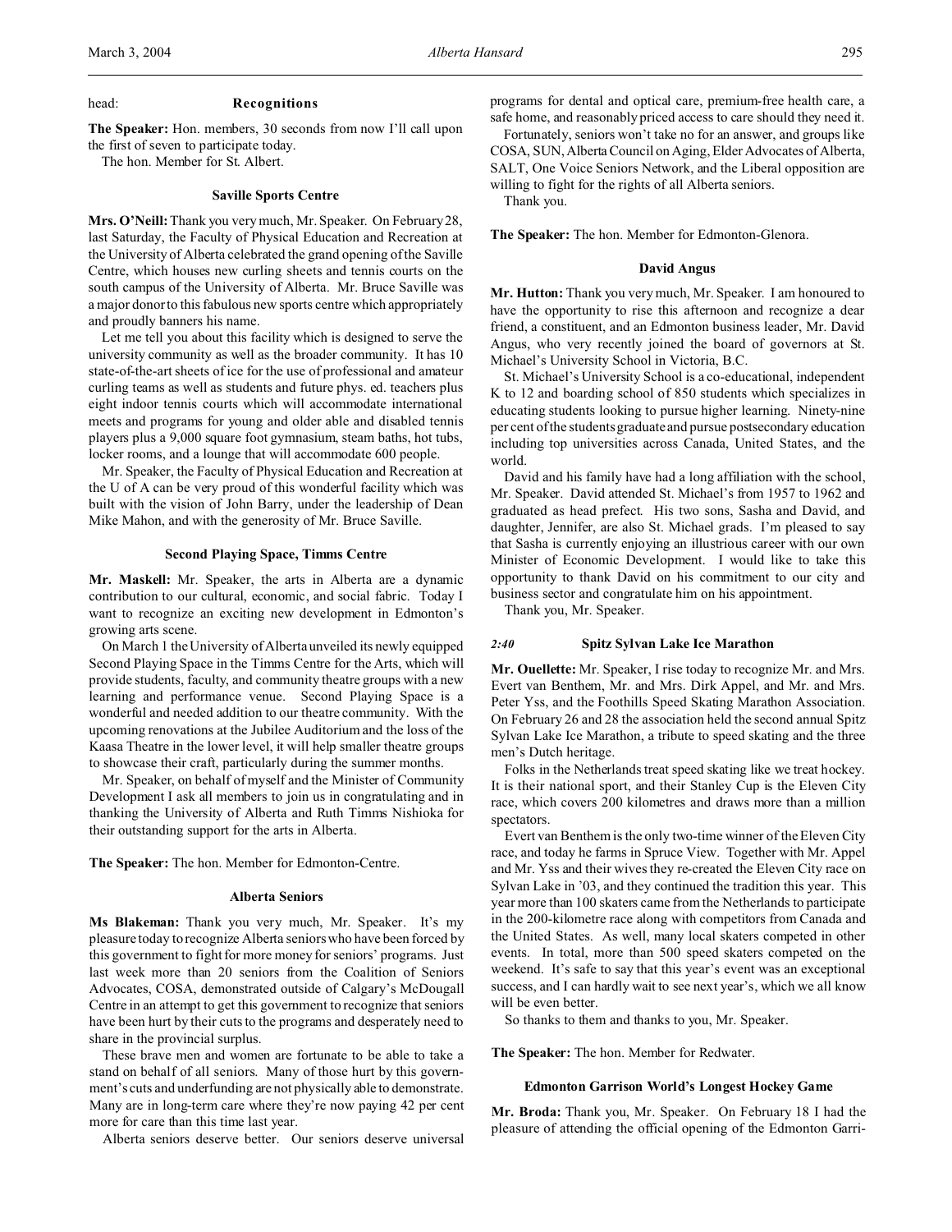head: **Recognitions**

**The Speaker:** Hon. members, 30 seconds from now I'll call upon the first of seven to participate today.

The hon. Member for St. Albert.

### Saville Sports Centre

**Mrs. O'Neill:** Thank you very much, Mr. Speaker. On February 28, last Saturday, the Faculty of Physical Education and Recreation at the University of Alberta celebrated the grand opening of the Saville Centre, which houses new curling sheets and tennis courts on the south campus of the University of Alberta. Mr. Bruce Saville was a major donor to this fabulous new sports centre which appropriately and proudly banners his name.

Let me tell you about this facility which is designed to serve the university community as well as the broader community. It has 10 state-of-the-art sheets of ice for the use of professional and amateur curling teams as well as students and future phys. ed. teachers plus eight indoor tennis courts which will accommodate international meets and programs for young and older able and disabled tennis players plus a 9,000 square foot gymnasium, steam baths, hot tubs, locker rooms, and a lounge that will accommodate 600 people.

Mr. Speaker, the Faculty of Physical Education and Recreation at the U of A can be very proud of this wonderful facility which was built with the vision of John Barry, under the leadership of Dean Mike Mahon, and with the generosity of Mr. Bruce Saville.

### Second Playing Space, Timms Centre

**Mr. Maskell:** Mr. Speaker, the arts in Alberta are a dynamic contribution to our cultural, economic, and social fabric. Today I want to recognize an exciting new development in Edmonton's growing arts scene.

On March 1 the University of Alberta unveiled its newly equipped Second Playing Space in the Timms Centre for the Arts, which will provide students, faculty, and community theatre groups with a new learning and performance venue. Second Playing Space is a wonderful and needed addition to our theatre community. With the upcoming renovations at the Jubilee Auditorium and the loss of the Kaasa Theatre in the lower level, it will help smaller theatre groups to showcase their craft, particularly during the summer months.

Mr. Speaker, on behalf of myself and the Minister of Community Development I ask all members to join us in congratulating and in thanking the University of Alberta and Ruth Timms Nishioka for their outstanding support for the arts in Alberta.

**The Speaker:** The hon. Member for Edmonton-Centre.

### Alberta Seniors

**Ms Blakeman:** Thank you very much, Mr. Speaker. It's my pleasure today to recognize Alberta seniors who have been forced by this government to fight for more money for seniors' programs. Just last week more than 20 seniors from the Coalition of Seniors Advocates, COSA, demonstrated outside of Calgary's McDougall Centre in an attempt to get this government to recognize that seniors have been hurt by their cuts to the programs and desperately need to share in the provincial surplus.

These brave men and women are fortunate to be able to take a stand on behalf of all seniors. Many of those hurt by this government's cuts and underfunding are not physically able to demonstrate. Many are in long-term care where they're now paying 42 per cent more for care than this time last year.

Alberta seniors deserve better. Our seniors deserve universal programs for dental and optical care, premium-free health care, a safe home, and reasonably priced access to care should they need it.

Fortunately, seniors won't take no for an answer, and groups like COSA, SUN, Alberta Council on Aging, Elder Advocates of Alberta, SALT, One Voice Seniors Network, and the Liberal opposition are willing to fight for the rights of all Alberta seniors.

Thank you.

**The Speaker:** The hon. Member for Edmonton-Glenora.

### David Angus

**Mr. Hutton:** Thank you very much, Mr. Speaker. I am honoured to have the opportunity to rise this afternoon and recognize a dear friend, a constituent, and an Edmonton business leader, Mr. David Angus, who very recently joined the board of governors at St. Michael's University School in Victoria, B.C.

St. Michael's University School is a co-educational, independent K to 12 and boarding school of 850 students which specializes in educating students looking to pursue higher learning. Ninety-nine per cent of the students graduate and pursue postsecondary education including top universities across Canada, United States, and the world.

David and his family have had a long affiliation with the school, Mr. Speaker. David attended St. Michael's from 1957 to 1962 and graduated as head prefect. His two sons, Sasha and David, and daughter, Jennifer, are also St. Michael grads. I'm pleased to say that Sasha is currently enjoying an illustrious career with our own Minister of Economic Development. I would like to take this opportunity to thank David on his commitment to our city and business sector and congratulate him on his appointment.

Thank you, Mr. Speaker.

### *2:40* Spitz Sylvan Lake Ice Marathon

**Mr. Ouellette:** Mr. Speaker, I rise today to recognize Mr. and Mrs. Evert van Benthem, Mr. and Mrs. Dirk Appel, and Mr. and Mrs. Peter Yss, and the Foothills Speed Skating Marathon Association. On February 26 and 28 the association held the second annual Spitz Sylvan Lake Ice Marathon, a tribute to speed skating and the three men's Dutch heritage.

Folks in the Netherlands treat speed skating like we treat hockey. It is their national sport, and their Stanley Cup is the Eleven City race, which covers 200 kilometres and draws more than a million spectators.

Evert van Benthem is the only two-time winner of the Eleven City race, and today he farms in Spruce View. Together with Mr. Appel and Mr. Yss and their wives they re-created the Eleven City race on Sylvan Lake in '03, and they continued the tradition this year. This year more than 100 skaters came from the Netherlands to participate in the 200-kilometre race along with competitors from Canada and the United States. As well, many local skaters competed in other events. In total, more than 500 speed skaters competed on the weekend. It's safe to say that this year's event was an exceptional success, and I can hardly wait to see next year's, which we all know will be even better.

So thanks to them and thanks to you, Mr. Speaker.

**The Speaker:** The hon. Member for Redwater.

### Edmonton Garrison World's Longest Hockey Game

**Mr. Broda:** Thank you, Mr. Speaker. On February 18 I had the pleasure of attending the official opening of the Edmonton Garri-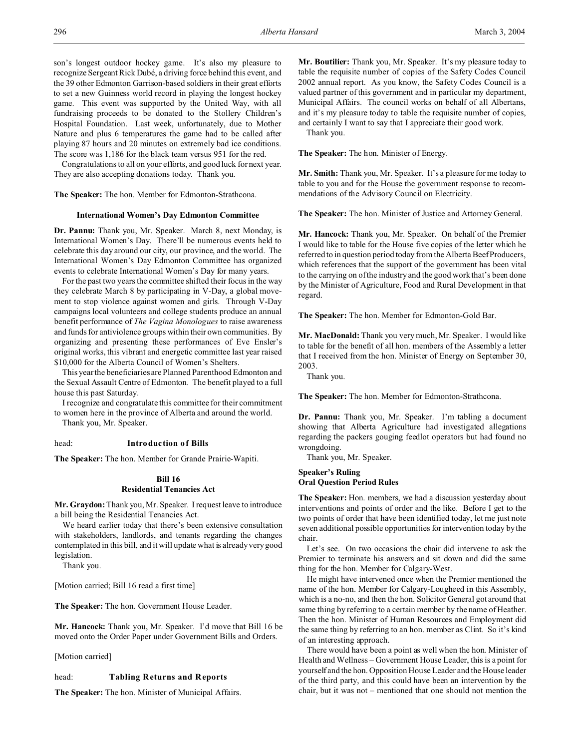son's longest outdoor hockey game. It's also my pleasure to recognize Sergeant Rick Dubé, a driving force behind this event, and the 39 other Edmonton Garrison-based soldiers in their great efforts to set a new Guinness world record in playing the longest hockey game. This event was supported by the United Way, with all fundraising proceeds to be donated to the Stollery Children's Hospital Foundation. Last week, unfortunately, due to Mother Nature and plus 6 temperatures the game had to be called after playing 87 hours and 20 minutes on extremely bad ice conditions. The score was 1,186 for the black team versus 951 for the red.

Congratulations to all on your efforts, and good luck for next year. They are also accepting donations today. Thank you.

**The Speaker:** The hon. Member for Edmonton-Strathcona.

### International Women's Day Edmonton Committee

**Dr. Pannu:** Thank you, Mr. Speaker. March 8, next Monday, is International Women's Day. There'll be numerous events held to celebrate this day around our city, our province, and the world. The International Women's Day Edmonton Committee has organized events to celebrate International Women's Day for many years.

For the past two years the committee shifted their focus in the way they celebrate March 8 by participating in V-Day, a global movement to stop violence against women and girls. Through V-Day campaigns local volunteers and college students produce an annual benefit performance of *The Vagina Monologues* to raise awareness and funds for antiviolence groups within their own communities. By organizing and presenting these performances of Eve Ensler's original works, this vibrant and energetic committee last year raised $10,000 for the Alberta Council of Women's Shelters.

This year the beneficiaries are Planned Parenthood Edmonton and the Sexual Assault Centre of Edmonton. The benefit played to a full house this past Saturday.

I recognize and congratulate this committee for their commitment to women here in the province of Alberta and around the world.

Thank you, Mr. Speaker.

head: **Introduction of Bills**

**The Speaker:** The hon. Member for Grande Prairie-Wapiti.

### Bill 16
### Residential Tenancies Act

**Mr. Graydon:** Thank you, Mr. Speaker. I request leave to introduce a bill being the Residential Tenancies Act.

We heard earlier today that there's been extensive consultation with stakeholders, landlords, and tenants regarding the changes contemplated in this bill, and it will update what is already very good legislation.

Thank you.

[Motion carried; Bill 16 read a first time]

**The Speaker:** The hon. Government House Leader.

**Mr. Hancock:** Thank you, Mr. Speaker. I'd move that Bill 16 be moved onto the Order Paper under Government Bills and Orders.

[Motion carried]

head: **Tabling Returns and Reports**

**The Speaker:** The hon. Minister of Municipal Affairs.

**Mr. Boutilier:** Thank you, Mr. Speaker. It's my pleasure today to table the requisite number of copies of the Safety Codes Council 2002 annual report. As you know, the Safety Codes Council is a valued partner of this government and in particular my department, Municipal Affairs. The council works on behalf of all Albertans, and it's my pleasure today to table the requisite number of copies, and certainly I want to say that I appreciate their good work.

Thank you.

**The Speaker:** The hon. Minister of Energy.

**Mr. Smith:** Thank you, Mr. Speaker. It's a pleasure for me today to table to you and for the House the government response to recommendations of the Advisory Council on Electricity.

**The Speaker:** The hon. Minister of Justice and Attorney General.

**Mr. Hancock:** Thank you, Mr. Speaker. On behalf of the Premier I would like to table for the House five copies of the letter which he referred to in question period today from the Alberta Beef Producers, which references that the support of the government has been vital to the carrying on of the industry and the good work that's been done by the Minister of Agriculture, Food and Rural Development in that regard.

**The Speaker:** The hon. Member for Edmonton-Gold Bar.

**Mr. MacDonald:** Thank you very much, Mr. Speaker. I would like to table for the benefit of all hon. members of the Assembly a letter that I received from the hon. Minister of Energy on September 30, 2003.

Thank you.

**The Speaker:** The hon. Member for Edmonton-Strathcona.

**Dr. Pannu:** Thank you, Mr. Speaker. I'm tabling a document showing that Alberta Agriculture had investigated allegations regarding the packers gouging feedlot operators but had found no wrongdoing.

Thank you, Mr. Speaker.

### Speaker's Ruling
### Oral Question Period Rules

**The Speaker:** Hon. members, we had a discussion yesterday about interventions and points of order and the like. Before I get to the two points of order that have been identified today, let me just note seven additional possible opportunities for intervention today by the chair.

Let's see. On two occasions the chair did intervene to ask the Premier to terminate his answers and sit down and did the same thing for the hon. Member for Calgary-West.

He might have intervened once when the Premier mentioned the name of the hon. Member for Calgary-Lougheed in this Assembly, which is a no-no, and then the hon. Solicitor General got around that same thing by referring to a certain member by the name of Heather. Then the hon. Minister of Human Resources and Employment did the same thing by referring to an hon. member as Clint. So it's kind of an interesting approach.

There would have been a point as well when the hon. Minister of Health and Wellness – Government House Leader, this is a point for yourself and the hon. Opposition House Leader and the House leader of the third party, and this could have been an intervention by the chair, but it was not – mentioned that one should not mention the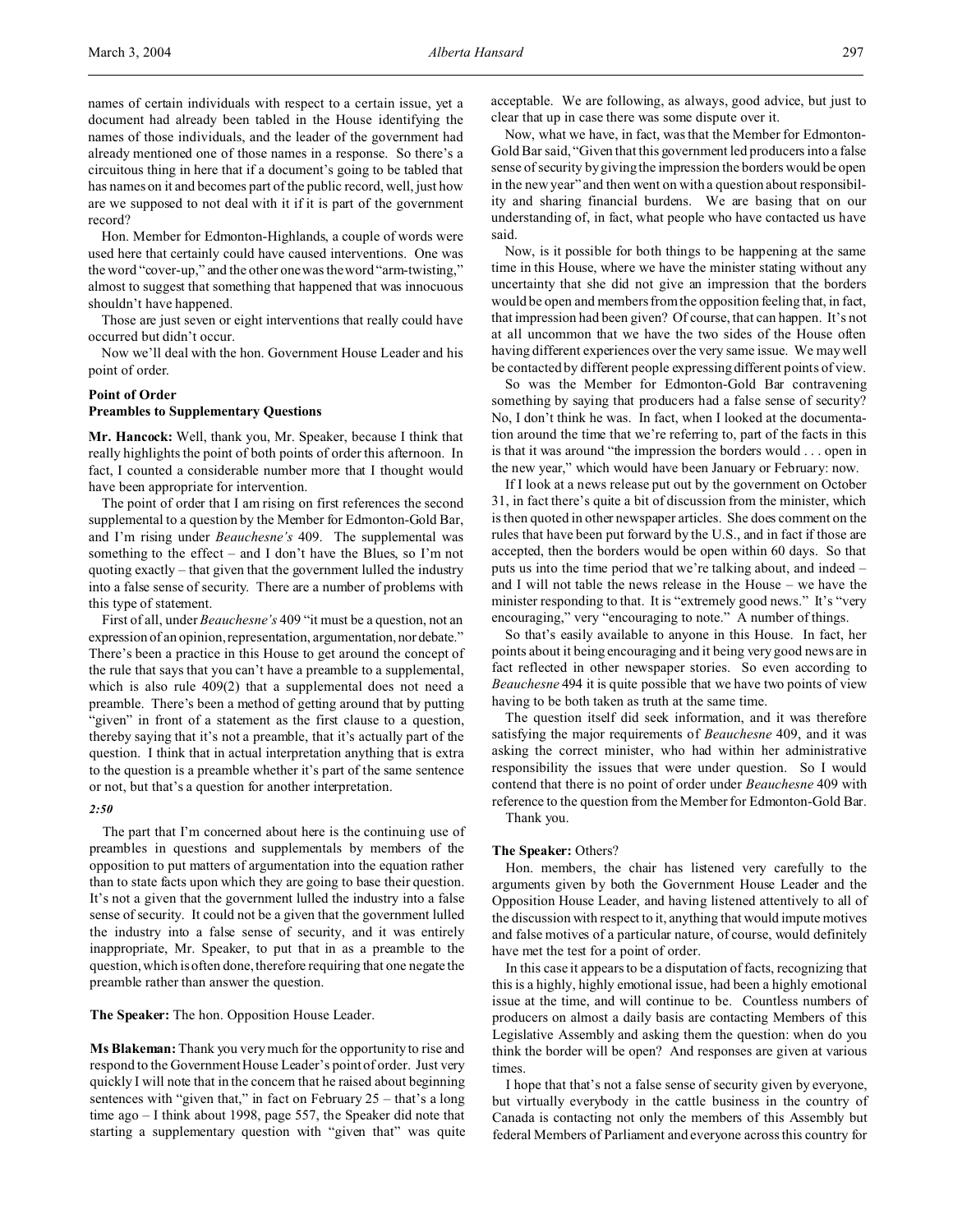names of certain individuals with respect to a certain issue, yet a document had already been tabled in the House identifying the names of those individuals, and the leader of the government had already mentioned one of those names in a response. So there's a circuitous thing in here that if a document's going to be tabled that has names on it and becomes part of the public record, well, just how are we supposed to not deal with it if it is part of the government record?

Hon. Member for Edmonton-Highlands, a couple of words were used here that certainly could have caused interventions. One was the word "cover-up," and the other one was the word "arm-twisting," almost to suggest that something that happened that was innocuous shouldn't have happened.

Those are just seven or eight interventions that really could have occurred but didn't occur.

Now we'll deal with the hon. Government House Leader and his point of order.

### Point of Order
### Preambles to Supplementary Questions

**Mr. Hancock:** Well, thank you, Mr. Speaker, because I think that really highlights the point of both points of order this afternoon. In fact, I counted a considerable number more that I thought would have been appropriate for intervention.

The point of order that I am rising on first references the second supplemental to a question by the Member for Edmonton-Gold Bar, and I'm rising under *Beauchesne's* 409. The supplemental was something to the effect – and I don't have the Blues, so I'm not quoting exactly – that given that the government lulled the industry into a false sense of security. There are a number of problems with this type of statement.

First of all, under *Beauchesne's* 409 "it must be a question, not an expression of an opinion, representation, argumentation, nor debate." There's been a practice in this House to get around the concept of the rule that says that you can't have a preamble to a supplemental, which is also rule 409(2) that a supplemental does not need a preamble. There's been a method of getting around that by putting "given" in front of a statement as the first clause to a question, thereby saying that it's not a preamble, that it's actually part of the question. I think that in actual interpretation anything that is extra to the question is a preamble whether it's part of the same sentence or not, but that's a question for another interpretation.

*2:50*

The part that I'm concerned about here is the continuing use of preambles in questions and supplementals by members of the opposition to put matters of argumentation into the equation rather than to state facts upon which they are going to base their question. It's not a given that the government lulled the industry into a false sense of security. It could not be a given that the government lulled the industry into a false sense of security, and it was entirely inappropriate, Mr. Speaker, to put that in as a preamble to the question, which is often done, therefore requiring that one negate the preamble rather than answer the question.

**The Speaker:** The hon. Opposition House Leader.

**Ms Blakeman:** Thank you very much for the opportunity to rise and respond to the Government House Leader's point of order. Just very quickly I will note that in the concern that he raised about beginning sentences with "given that," in fact on February 25 – that's a long time ago – I think about 1998, page 557, the Speaker did note that starting a supplementary question with "given that" was quite acceptable. We are following, as always, good advice, but just to clear that up in case there was some dispute over it.

Now, what we have, in fact, was that the Member for Edmonton-Gold Bar said, "Given that this government led producers into a false sense of security by giving the impression the borders would be open in the new year" and then went on with a question about responsibility and sharing financial burdens. We are basing that on our understanding of, in fact, what people who have contacted us have said.

Now, is it possible for both things to be happening at the same time in this House, where we have the minister stating without any uncertainty that she did not give an impression that the borders would be open and members from the opposition feeling that, in fact, that impression had been given? Of course, that can happen. It's not at all uncommon that we have the two sides of the House often having different experiences over the very same issue. We may well be contacted by different people expressing different points of view.

So was the Member for Edmonton-Gold Bar contravening something by saying that producers had a false sense of security? No, I don't think he was. In fact, when I looked at the documentation around the time that we're referring to, part of the facts in this is that it was around "the impression the borders would . . . open in the new year," which would have been January or February: now.

If I look at a news release put out by the government on October 31, in fact there's quite a bit of discussion from the minister, which is then quoted in other newspaper articles. She does comment on the rules that have been put forward by the U.S., and in fact if those are accepted, then the borders would be open within 60 days. So that puts us into the time period that we're talking about, and indeed – and I will not table the news release in the House – we have the minister responding to that. It is "extremely good news." It's "very encouraging," very "encouraging to note." A number of things.

So that's easily available to anyone in this House. In fact, her points about it being encouraging and it being very good news are in fact reflected in other newspaper stories. So even according to *Beauchesne* 494 it is quite possible that we have two points of view having to be both taken as truth at the same time.

The question itself did seek information, and it was therefore satisfying the major requirements of *Beauchesne* 409, and it was asking the correct minister, who had within her administrative responsibility the issues that were under question. So I would contend that there is no point of order under *Beauchesne* 409 with reference to the question from the Member for Edmonton-Gold Bar.

Thank you.

**The Speaker:** Others?

Hon. members, the chair has listened very carefully to the arguments given by both the Government House Leader and the Opposition House Leader, and having listened attentively to all of the discussion with respect to it, anything that would impute motives and false motives of a particular nature, of course, would definitely have met the test for a point of order.

In this case it appears to be a disputation of facts, recognizing that this is a highly, highly emotional issue, had been a highly emotional issue at the time, and will continue to be. Countless numbers of producers on almost a daily basis are contacting Members of this Legislative Assembly and asking them the question: when do you think the border will be open? And responses are given at various times.

I hope that that's not a false sense of security given by everyone, but virtually everybody in the cattle business in the country of Canada is contacting not only the members of this Assembly but federal Members of Parliament and everyone across this country for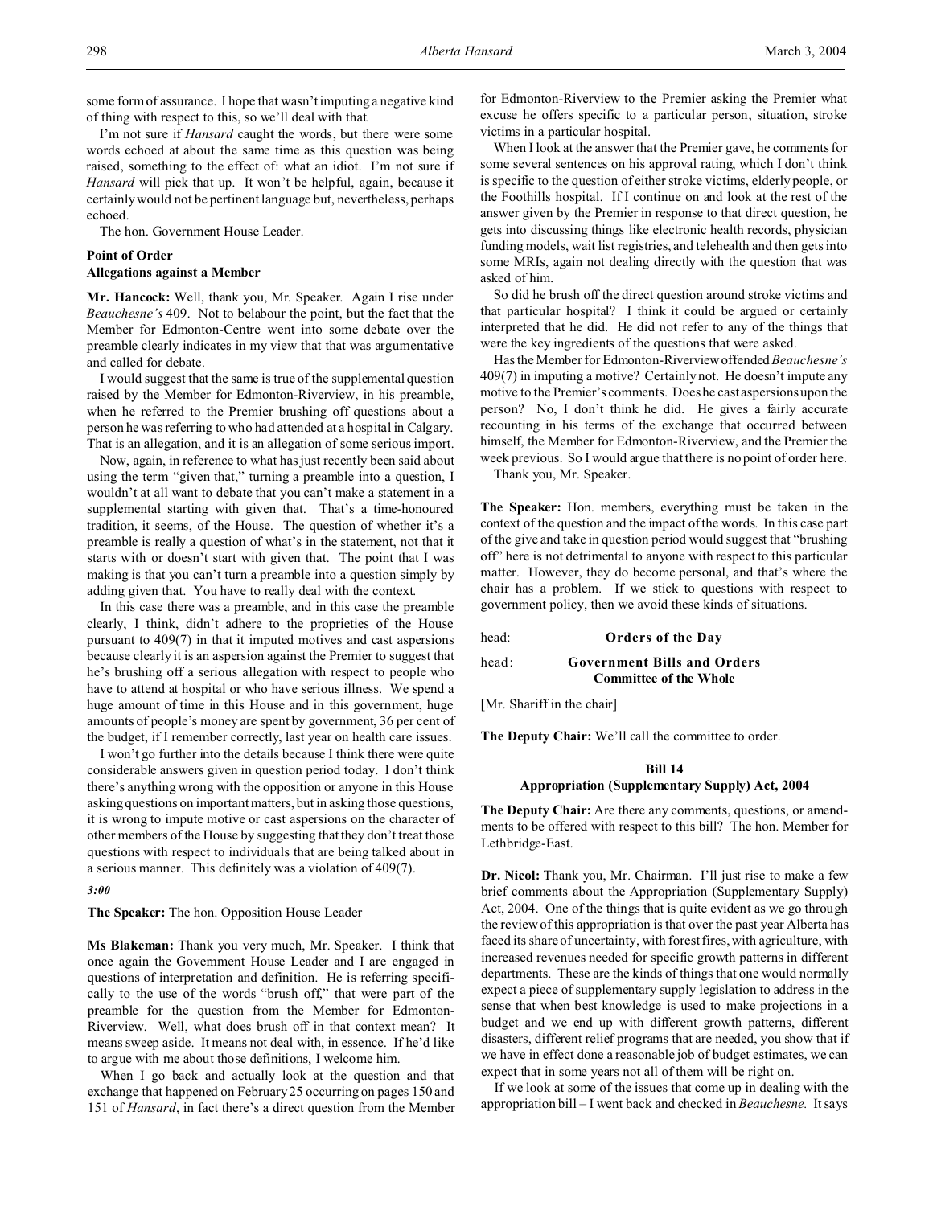some form of assurance. I hope that wasn't imputing a negative kind of thing with respect to this, so we'll deal with that.

I'm not sure if *Hansard* caught the words, but there were some words echoed at about the same time as this question was being raised, something to the effect of: what an idiot. I'm not sure if *Hansard* will pick that up. It won't be helpful, again, because it certainly would not be pertinent language but, nevertheless, perhaps echoed.

The hon. Government House Leader.

### Point of Order
### Allegations against a Member

**Mr. Hancock:** Well, thank you, Mr. Speaker. Again I rise under *Beauchesne's* 409. Not to belabour the point, but the fact that the Member for Edmonton-Centre went into some debate over the preamble clearly indicates in my view that that was argumentative and called for debate.

I would suggest that the same is true of the supplemental question raised by the Member for Edmonton-Riverview, in his preamble, when he referred to the Premier brushing off questions about a person he was referring to who had attended at a hospital in Calgary. That is an allegation, and it is an allegation of some serious import.

Now, again, in reference to what has just recently been said about using the term "given that," turning a preamble into a question, I wouldn't at all want to debate that you can't make a statement in a supplemental starting with given that. That's a time-honoured tradition, it seems, of the House. The question of whether it's a preamble is really a question of what's in the statement, not that it starts with or doesn't start with given that. The point that I was making is that you can't turn a preamble into a question simply by adding given that. You have to really deal with the context.

In this case there was a preamble, and in this case the preamble clearly, I think, didn't adhere to the proprieties of the House pursuant to 409(7) in that it imputed motives and cast aspersions because clearly it is an aspersion against the Premier to suggest that he's brushing off a serious allegation with respect to people who have to attend at hospital or who have serious illness. We spend a huge amount of time in this House and in this government, huge amounts of people's money are spent by government, 36 per cent of the budget, if I remember correctly, last year on health care issues.

I won't go further into the details because I think there were quite considerable answers given in question period today. I don't think there's anything wrong with the opposition or anyone in this House asking questions on important matters, but in asking those questions, it is wrong to impute motive or cast aspersions on the character of other members of the House by suggesting that they don't treat those questions with respect to individuals that are being talked about in a serious manner. This definitely was a violation of 409(7).

*3:00*

**The Speaker:** The hon. Opposition House Leader

**Ms Blakeman:** Thank you very much, Mr. Speaker. I think that once again the Government House Leader and I are engaged in questions of interpretation and definition. He is referring specifically to the use of the words "brush off," that were part of the preamble for the question from the Member for Edmonton-Riverview. Well, what does brush off in that context mean? It means sweep aside. It means not deal with, in essence. If he'd like to argue with me about those definitions, I welcome him.

When I go back and actually look at the question and that exchange that happened on February 25 occurring on pages 150 and 151 of *Hansard*, in fact there's a direct question from the Member for Edmonton-Riverview to the Premier asking the Premier what excuse he offers specific to a particular person, situation, stroke victims in a particular hospital.

When I look at the answer that the Premier gave, he comments for some several sentences on his approval rating, which I don't think is specific to the question of either stroke victims, elderly people, or the Foothills hospital. If I continue on and look at the rest of the answer given by the Premier in response to that direct question, he gets into discussing things like electronic health records, physician funding models, wait list registries, and telehealth and then gets into some MRIs, again not dealing directly with the question that was asked of him.

So did he brush off the direct question around stroke victims and that particular hospital? I think it could be argued or certainly interpreted that he did. He did not refer to any of the things that were the key ingredients of the questions that were asked.

Has the Member for Edmonton-Riverview offended *Beauchesne's* 409(7) in imputing a motive? Certainly not. He doesn't impute any motive to the Premier's comments. Does he cast aspersions upon the person? No, I don't think he did. He gives a fairly accurate recounting in his terms of the exchange that occurred between himself, the Member for Edmonton-Riverview, and the Premier the week previous. So I would argue that there is no point of order here.

Thank you, Mr. Speaker.

**The Speaker:** Hon. members, everything must be taken in the context of the question and the impact of the words. In this case part of the give and take in question period would suggest that "brushing off" here is not detrimental to anyone with respect to this particular matter. However, they do become personal, and that's where the chair has a problem. If we stick to questions with respect to government policy, then we avoid these kinds of situations.

head: **Orders of the Day**

head: **Government Bills and Orders**
**Committee of the Whole**

[Mr. Shariff in the chair]

**The Deputy Chair:** We'll call the committee to order.

### Bill 14
### Appropriation (Supplementary Supply) Act, 2004

**The Deputy Chair:** Are there any comments, questions, or amendments to be offered with respect to this bill? The hon. Member for Lethbridge-East.

**Dr. Nicol:** Thank you, Mr. Chairman. I'll just rise to make a few brief comments about the Appropriation (Supplementary Supply) Act, 2004. One of the things that is quite evident as we go through the review of this appropriation is that over the past year Alberta has faced its share of uncertainty, with forest fires, with agriculture, with increased revenues needed for specific growth patterns in different departments. These are the kinds of things that one would normally expect a piece of supplementary supply legislation to address in the sense that when best knowledge is used to make projections in a budget and we end up with different growth patterns, different disasters, different relief programs that are needed, you show that if we have in effect done a reasonable job of budget estimates, we can expect that in some years not all of them will be right on.

If we look at some of the issues that come up in dealing with the appropriation bill – I went back and checked in *Beauchesne*. It says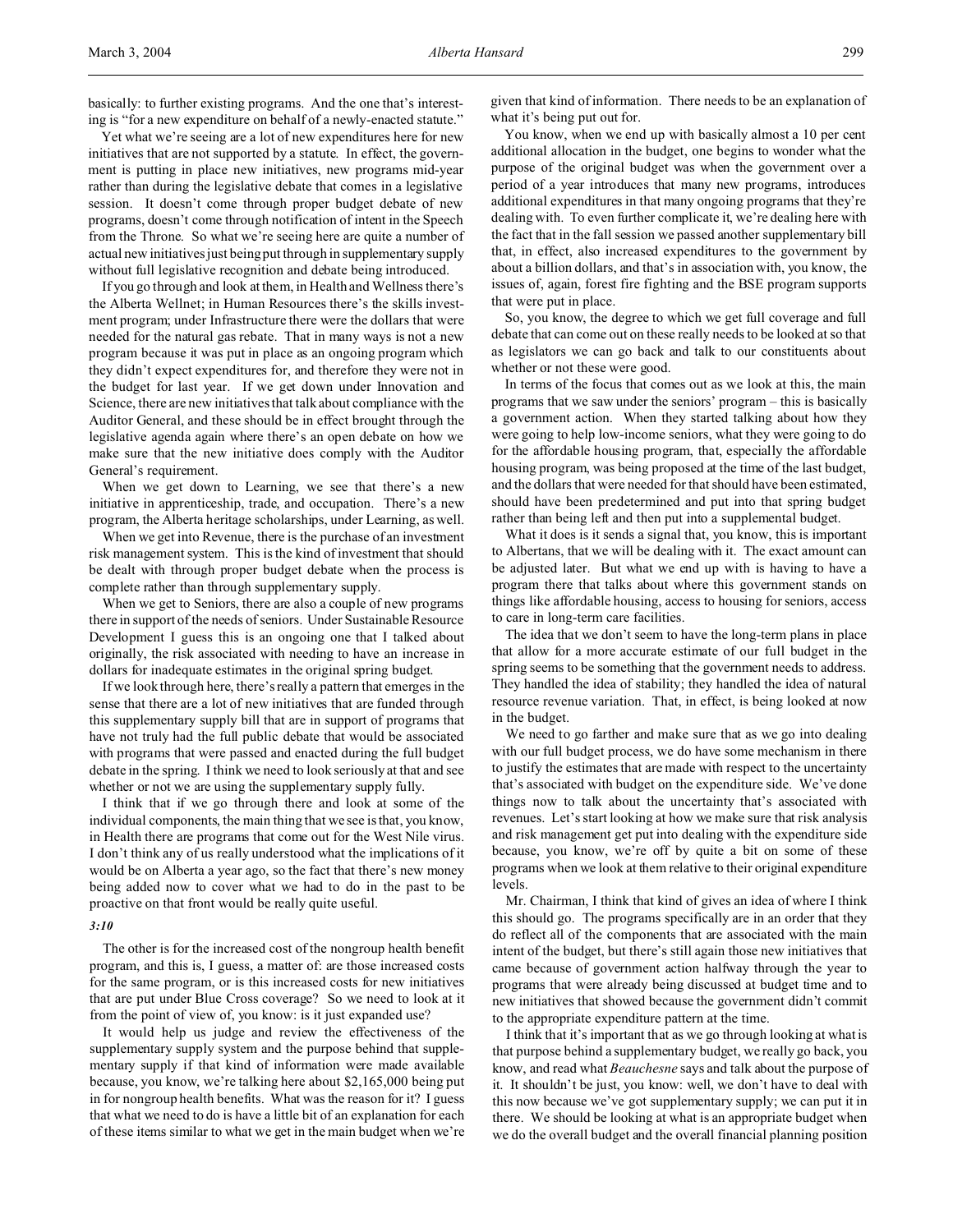basically: to further existing programs. And the one that's interesting is "for a new expenditure on behalf of a newly-enacted statute."

Yet what we're seeing are a lot of new expenditures here for new initiatives that are not supported by a statute. In effect, the government is putting in place new initiatives, new programs mid-year rather than during the legislative debate that comes in a legislative session. It doesn't come through proper budget debate of new programs, doesn't come through notification of intent in the Speech from the Throne. So what we're seeing here are quite a number of actual new initiatives just being put through in supplementary supply without full legislative recognition and debate being introduced.

If you go through and look at them, in Health and Wellness there's the Alberta Wellnet; in Human Resources there's the skills investment program; under Infrastructure there were the dollars that were needed for the natural gas rebate. That in many ways is not a new program because it was put in place as an ongoing program which they didn't expect expenditures for, and therefore they were not in the budget for last year. If we get down under Innovation and Science, there are new initiatives that talk about compliance with the Auditor General, and these should be in effect brought through the legislative agenda again where there's an open debate on how we make sure that the new initiative does comply with the Auditor General's requirement.

When we get down to Learning, we see that there's a new initiative in apprenticeship, trade, and occupation. There's a new program, the Alberta heritage scholarships, under Learning, as well.

When we get into Revenue, there is the purchase of an investment risk management system. This is the kind of investment that should be dealt with through proper budget debate when the process is complete rather than through supplementary supply.

When we get to Seniors, there are also a couple of new programs there in support of the needs of seniors. Under Sustainable Resource Development I guess this is an ongoing one that I talked about originally, the risk associated with needing to have an increase in dollars for inadequate estimates in the original spring budget.

If we look through here, there's really a pattern that emerges in the sense that there are a lot of new initiatives that are funded through this supplementary supply bill that are in support of programs that have not truly had the full public debate that would be associated with programs that were passed and enacted during the full budget debate in the spring. I think we need to look seriously at that and see whether or not we are using the supplementary supply fully.

I think that if we go through there and look at some of the individual components, the main thing that we see is that, you know, in Health there are programs that come out for the West Nile virus. I don't think any of us really understood what the implications of it would be on Alberta a year ago, so the fact that there's new money being added now to cover what we had to do in the past to be proactive on that front would be really quite useful.

*3:10*

The other is for the increased cost of the nongroup health benefit program, and this is, I guess, a matter of: are those increased costs for the same program, or is this increased costs for new initiatives that are put under Blue Cross coverage? So we need to look at it from the point of view of, you know: is it just expanded use?

It would help us judge and review the effectiveness of the supplementary supply system and the purpose behind that supplementary supply if that kind of information were made available because, you know, we're talking here about $2,165,000 being put in for nongroup health benefits. What was the reason for it? I guess that what we need to do is have a little bit of an explanation for each of these items similar to what we get in the main budget when we're given that kind of information. There needs to be an explanation of what it's being put out for.

You know, when we end up with basically almost a 10 per cent additional allocation in the budget, one begins to wonder what the purpose of the original budget was when the government over a period of a year introduces that many new programs, introduces additional expenditures in that many ongoing programs that they're dealing with. To even further complicate it, we're dealing here with the fact that in the fall session we passed another supplementary bill that, in effect, also increased expenditures to the government by about a billion dollars, and that's in association with, you know, the issues of, again, forest fire fighting and the BSE program supports that were put in place.

So, you know, the degree to which we get full coverage and full debate that can come out on these really needs to be looked at so that as legislators we can go back and talk to our constituents about whether or not these were good.

In terms of the focus that comes out as we look at this, the main programs that we saw under the seniors' program – this is basically a government action. When they started talking about how they were going to help low-income seniors, what they were going to do for the affordable housing program, that, especially the affordable housing program, was being proposed at the time of the last budget, and the dollars that were needed for that should have been estimated, should have been predetermined and put into that spring budget rather than being left and then put into a supplemental budget.

What it does is it sends a signal that, you know, this is important to Albertans, that we will be dealing with it. The exact amount can be adjusted later. But what we end up with is having to have a program there that talks about where this government stands on things like affordable housing, access to housing for seniors, access to care in long-term care facilities.

The idea that we don't seem to have the long-term plans in place that allow for a more accurate estimate of our full budget in the spring seems to be something that the government needs to address. They handled the idea of stability; they handled the idea of natural resource revenue variation. That, in effect, is being looked at now in the budget.

We need to go farther and make sure that as we go into dealing with our full budget process, we do have some mechanism in there to justify the estimates that are made with respect to the uncertainty that's associated with budget on the expenditure side. We've done things now to talk about the uncertainty that's associated with revenues. Let's start looking at how we make sure that risk analysis and risk management get put into dealing with the expenditure side because, you know, we're off by quite a bit on some of these programs when we look at them relative to their original expenditure levels.

Mr. Chairman, I think that kind of gives an idea of where I think this should go. The programs specifically are in an order that they do reflect all of the components that are associated with the main intent of the budget, but there's still again those new initiatives that came because of government action halfway through the year to programs that were already being discussed at budget time and to new initiatives that showed because the government didn't commit to the appropriate expenditure pattern at the time.

I think that it's important that as we go through looking at what is that purpose behind a supplementary budget, we really go back, you know, and read what *Beauchesne* says and talk about the purpose of it. It shouldn't be just, you know: well, we don't have to deal with this now because we've got supplementary supply; we can put it in there. We should be looking at what is an appropriate budget when we do the overall budget and the overall financial planning position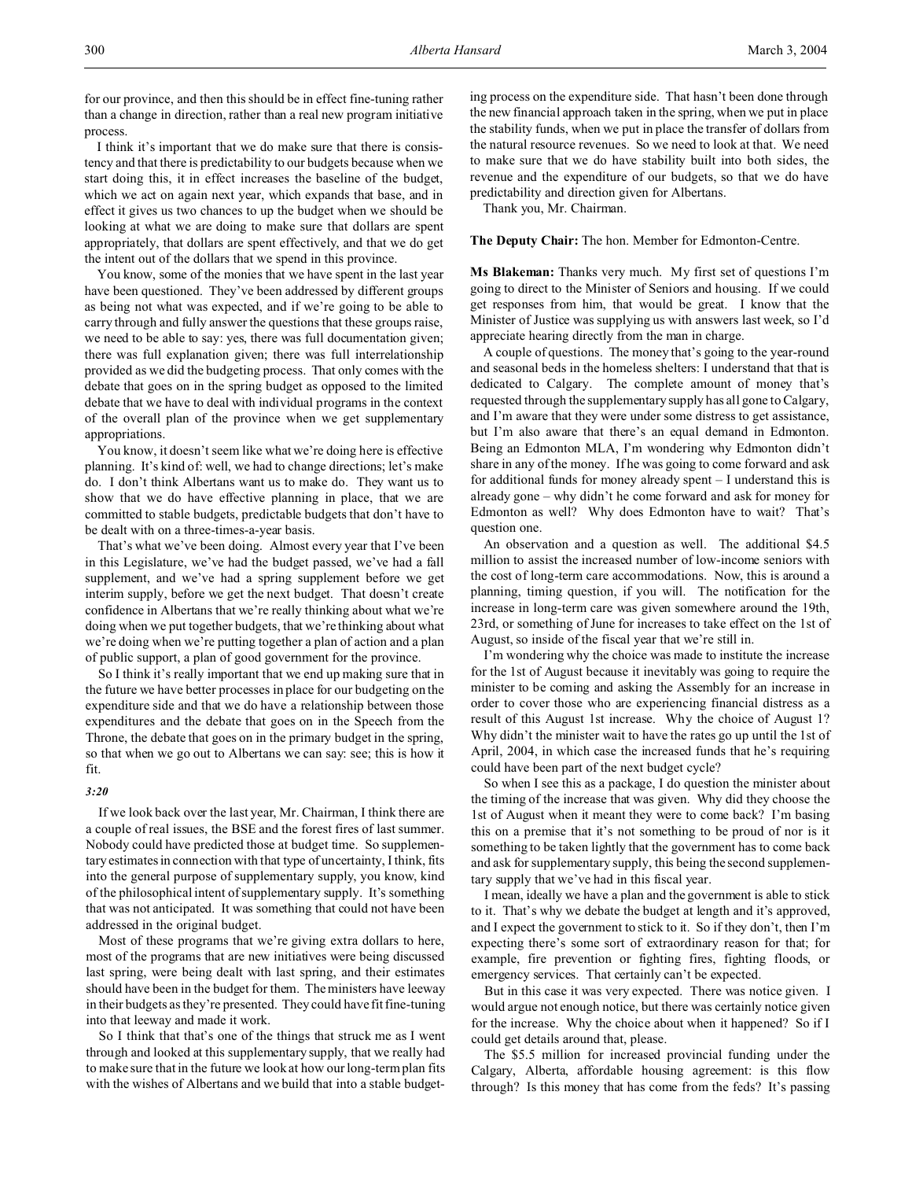for our province, and then this should be in effect fine-tuning rather than a change in direction, rather than a real new program initiative process.

I think it's important that we do make sure that there is consistency and that there is predictability to our budgets because when we start doing this, it in effect increases the baseline of the budget, which we act on again next year, which expands that base, and in effect it gives us two chances to up the budget when we should be looking at what we are doing to make sure that dollars are spent appropriately, that dollars are spent effectively, and that we do get the intent out of the dollars that we spend in this province.

You know, some of the monies that we have spent in the last year have been questioned. They've been addressed by different groups as being not what was expected, and if we're going to be able to carry through and fully answer the questions that these groups raise, we need to be able to say: yes, there was full documentation given; there was full explanation given; there was full interrelationship provided as we did the budgeting process. That only comes with the debate that goes on in the spring budget as opposed to the limited debate that we have to deal with individual programs in the context of the overall plan of the province when we get supplementary appropriations.

You know, it doesn't seem like what we're doing here is effective planning. It's kind of: well, we had to change directions; let's make do. I don't think Albertans want us to make do. They want us to show that we do have effective planning in place, that we are committed to stable budgets, predictable budgets that don't have to be dealt with on a three-times-a-year basis.

That's what we've been doing. Almost every year that I've been in this Legislature, we've had the budget passed, we've had a fall supplement, and we've had a spring supplement before we get interim supply, before we get the next budget. That doesn't create confidence in Albertans that we're really thinking about what we're doing when we put together budgets, that we're thinking about what we're doing when we're putting together a plan of action and a plan of public support, a plan of good government for the province.

So I think it's really important that we end up making sure that in the future we have better processes in place for our budgeting on the expenditure side and that we do have a relationship between those expenditures and the debate that goes on in the Speech from the Throne, the debate that goes on in the primary budget in the spring, so that when we go out to Albertans we can say: see; this is how it fit.

*3:20*

If we look back over the last year, Mr. Chairman, I think there are a couple of real issues, the BSE and the forest fires of last summer. Nobody could have predicted those at budget time. So supplementary estimates in connection with that type of uncertainty, I think, fits into the general purpose of supplementary supply, you know, kind of the philosophical intent of supplementary supply. It's something that was not anticipated. It was something that could not have been addressed in the original budget.

Most of these programs that we're giving extra dollars to here, most of the programs that are new initiatives were being discussed last spring, were being dealt with last spring, and their estimates should have been in the budget for them. The ministers have leeway in their budgets as they're presented. They could have fit fine-tuning into that leeway and made it work.

So I think that that's one of the things that struck me as I went through and looked at this supplementary supply, that we really had to make sure that in the future we look at how our long-term plan fits with the wishes of Albertans and we build that into a stable budgeting process on the expenditure side. That hasn't been done through the new financial approach taken in the spring, when we put in place the stability funds, when we put in place the transfer of dollars from the natural resource revenues. So we need to look at that. We need to make sure that we do have stability built into both sides, the revenue and the expenditure of our budgets, so that we do have predictability and direction given for Albertans.

Thank you, Mr. Chairman.

**The Deputy Chair:** The hon. Member for Edmonton-Centre.

**Ms Blakeman:** Thanks very much. My first set of questions I'm going to direct to the Minister of Seniors and housing. If we could get responses from him, that would be great. I know that the Minister of Justice was supplying us with answers last week, so I'd appreciate hearing directly from the man in charge.

A couple of questions. The money that's going to the year-round and seasonal beds in the homeless shelters: I understand that that is dedicated to Calgary. The complete amount of money that's requested through the supplementary supply has all gone to Calgary, and I'm aware that they were under some distress to get assistance, but I'm also aware that there's an equal demand in Edmonton. Being an Edmonton MLA, I'm wondering why Edmonton didn't share in any of the money. If he was going to come forward and ask for additional funds for money already spent – I understand this is already gone – why didn't he come forward and ask for money for Edmonton as well? Why does Edmonton have to wait? That's question one.

An observation and a question as well. The additional $4.5 million to assist the increased number of low-income seniors with the cost of long-term care accommodations. Now, this is around a planning, timing question, if you will. The notification for the increase in long-term care was given somewhere around the 19th, 23rd, or something of June for increases to take effect on the 1st of August, so inside of the fiscal year that we're still in.

I'm wondering why the choice was made to institute the increase for the 1st of August because it inevitably was going to require the minister to be coming and asking the Assembly for an increase in order to cover those who are experiencing financial distress as a result of this August 1st increase. Why the choice of August 1? Why didn't the minister wait to have the rates go up until the 1st of April, 2004, in which case the increased funds that he's requiring could have been part of the next budget cycle?

So when I see this as a package, I do question the minister about the timing of the increase that was given. Why did they choose the 1st of August when it meant they were to come back? I'm basing this on a premise that it's not something to be proud of nor is it something to be taken lightly that the government has to come back and ask for supplementary supply, this being the second supplementary supply that we've had in this fiscal year.

I mean, ideally we have a plan and the government is able to stick to it. That's why we debate the budget at length and it's approved, and I expect the government to stick to it. So if they don't, then I'm expecting there's some sort of extraordinary reason for that; for example, fire prevention or fighting fires, fighting floods, or emergency services. That certainly can't be expected.

But in this case it was very expected. There was notice given. I would argue not enough notice, but there was certainly notice given for the increase. Why the choice about when it happened? So if I could get details around that, please.

The $5.5 million for increased provincial funding under the Calgary, Alberta, affordable housing agreement: is this flow through? Is this money that has come from the feds? It's passing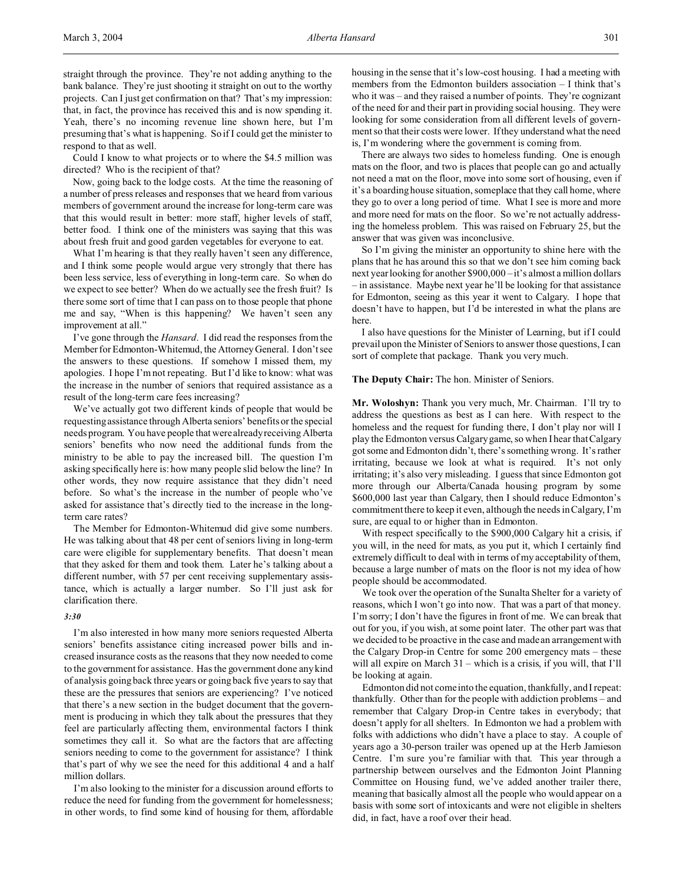straight through the province. They're not adding anything to the bank balance. They're just shooting it straight on out to the worthy projects. Can I just get confirmation on that? That's my impression: that, in fact, the province has received this and is now spending it. Yeah, there's no incoming revenue line shown here, but I'm presuming that's what is happening. So if I could get the minister to respond to that as well.

Could I know to what projects or to where the $4.5 million was directed? Who is the recipient of that?

Now, going back to the lodge costs. At the time the reasoning of a number of press releases and responses that we heard from various members of government around the increase for long-term care was that this would result in better: more staff, higher levels of staff, better food. I think one of the ministers was saying that this was about fresh fruit and good garden vegetables for everyone to eat.

What I'm hearing is that they really haven't seen any difference, and I think some people would argue very strongly that there has been less service, less of everything in long-term care. So when do we expect to see better? When do we actually see the fresh fruit? Is there some sort of time that I can pass on to those people that phone me and say, "When is this happening? We haven't seen any improvement at all."

I've gone through the *Hansard*. I did read the responses from the Member for Edmonton-Whitemud, the Attorney General. I don't see the answers to these questions. If somehow I missed them, my apologies. I hope I'm not repeating. But I'd like to know: what was the increase in the number of seniors that required assistance as a result of the long-term care fees increasing?

We've actually got two different kinds of people that would be requesting assistance through Alberta seniors' benefits or the special needs program. You have people that were already receiving Alberta seniors' benefits who now need the additional funds from the ministry to be able to pay the increased bill. The question I'm asking specifically here is: how many people slid below the line? In other words, they now require assistance that they didn't need before. So what's the increase in the number of people who've asked for assistance that's directly tied to the increase in the long-term care rates?

The Member for Edmonton-Whitemud did give some numbers. He was talking about that 48 per cent of seniors living in long-term care were eligible for supplementary benefits. That doesn't mean that they asked for them and took them. Later he's talking about a different number, with 57 per cent receiving supplementary assistance, which is actually a larger number. So I'll just ask for clarification there.

*3:30*

I'm also interested in how many more seniors requested Alberta seniors' benefits assistance citing increased power bills and increased insurance costs as the reasons that they now needed to come to the government for assistance. Has the government done any kind of analysis going back three years or going back five years to say that these are the pressures that seniors are experiencing? I've noticed that there's a new section in the budget document that the government is producing in which they talk about the pressures that they feel are particularly affecting them, environmental factors I think sometimes they call it. So what are the factors that are affecting seniors needing to come to the government for assistance? I think that's part of why we see the need for this additional 4 and a half million dollars.

I'm also looking to the minister for a discussion around efforts to reduce the need for funding from the government for homelessness; in other words, to find some kind of housing for them, affordable housing in the sense that it's low-cost housing. I had a meeting with members from the Edmonton builders association – I think that's who it was – and they raised a number of points. They're cognizant of the need for and their part in providing social housing. They were looking for some consideration from all different levels of government so that their costs were lower. If they understand what the need is, I'm wondering where the government is coming from.

There are always two sides to homeless funding. One is enough mats on the floor, and two is places that people can go and actually not need a mat on the floor, move into some sort of housing, even if it's a boarding house situation, someplace that they call home, where they go to over a long period of time. What I see is more and more and more need for mats on the floor. So we're not actually addressing the homeless problem. This was raised on February 25, but the answer that was given was inconclusive.

So I'm giving the minister an opportunity to shine here with the plans that he has around this so that we don't see him coming back next year looking for another $900,000 – it's almost a million dollars – in assistance. Maybe next year he'll be looking for that assistance for Edmonton, seeing as this year it went to Calgary. I hope that doesn't have to happen, but I'd be interested in what the plans are here.

I also have questions for the Minister of Learning, but if I could prevail upon the Minister of Seniors to answer those questions, I can sort of complete that package. Thank you very much.

**The Deputy Chair:** The hon. Minister of Seniors.

**Mr. Woloshyn:** Thank you very much, Mr. Chairman. I'll try to address the questions as best as I can here. With respect to the homeless and the request for funding there, I don't play nor will I play the Edmonton versus Calgary game, so when I hear that Calgary got some and Edmonton didn't, there's something wrong. It's rather irritating, because we look at what is required. It's not only irritating; it's also very misleading. I guess that since Edmonton got more through our Alberta/Canada housing program by some $600,000 last year than Calgary, then I should reduce Edmonton's commitment there to keep it even, although the needs in Calgary, I'm sure, are equal to or higher than in Edmonton.

With respect specifically to the $900,000 Calgary hit a crisis, if you will, in the need for mats, as you put it, which I certainly find extremely difficult to deal with in terms of my acceptability of them, because a large number of mats on the floor is not my idea of how people should be accommodated.

We took over the operation of the Sunalta Shelter for a variety of reasons, which I won't go into now. That was a part of that money. I'm sorry; I don't have the figures in front of me. We can break that out for you, if you wish, at some point later. The other part was that we decided to be proactive in the case and made an arrangement with the Calgary Drop-in Centre for some 200 emergency mats – these will all expire on March 31 – which is a crisis, if you will, that I'll be looking at again.

Edmonton did not come into the equation, thankfully, and I repeat: thankfully. Other than for the people with addiction problems – and remember that Calgary Drop-in Centre takes in everybody; that doesn't apply for all shelters. In Edmonton we had a problem with folks with addictions who didn't have a place to stay. A couple of years ago a 30-person trailer was opened up at the Herb Jamieson Centre. I'm sure you're familiar with that. This year through a partnership between ourselves and the Edmonton Joint Planning Committee on Housing fund, we've added another trailer there, meaning that basically almost all the people who would appear on a basis with some sort of intoxicants and were not eligible in shelters did, in fact, have a roof over their head.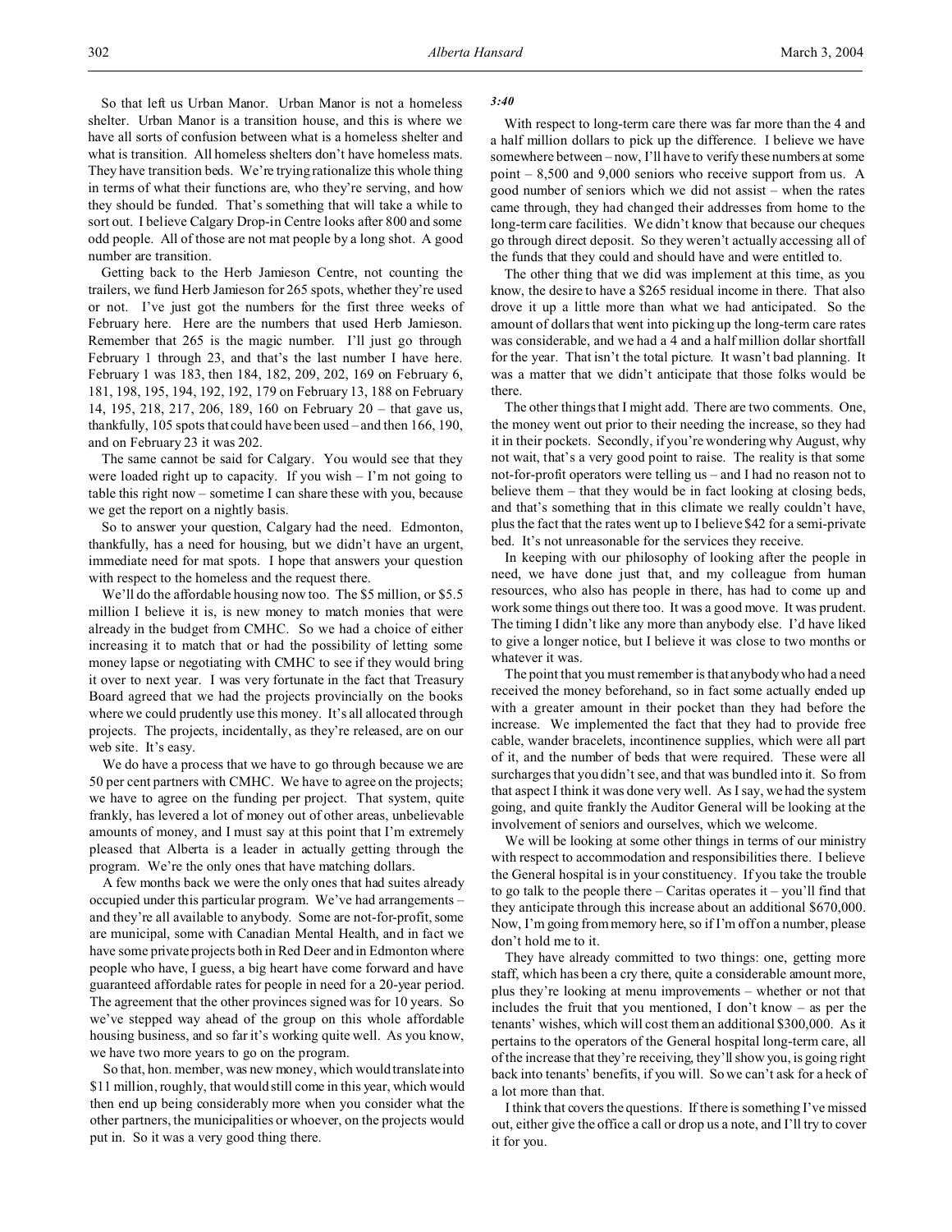So that left us Urban Manor. Urban Manor is not a homeless shelter. Urban Manor is a transition house, and this is where we have all sorts of confusion between what is a homeless shelter and what is transition. All homeless shelters don't have homeless mats. They have transition beds. We're trying rationalize this whole thing in terms of what their functions are, who they're serving, and how they should be funded. That's something that will take a while to sort out. I believe Calgary Drop-in Centre looks after 800 and some odd people. All of those are not mat people by a long shot. A good number are transition.

Getting back to the Herb Jamieson Centre, not counting the trailers, we fund Herb Jamieson for 265 spots, whether they're used or not. I've just got the numbers for the first three weeks of February here. Here are the numbers that used Herb Jamieson. Remember that 265 is the magic number. I'll just go through February 1 through 23, and that's the last number I have here. February 1 was 183, then 184, 182, 209, 202, 169 on February 6, 181, 198, 195, 194, 192, 192, 179 on February 13, 188 on February 14, 195, 218, 217, 206, 189, 160 on February 20 – that gave us, thankfully, 105 spots that could have been used – and then 166, 190, and on February 23 it was 202.

The same cannot be said for Calgary. You would see that they were loaded right up to capacity. If you wish – I'm not going to table this right now – sometime I can share these with you, because we get the report on a nightly basis.

So to answer your question, Calgary had the need. Edmonton, thankfully, has a need for housing, but we didn't have an urgent, immediate need for mat spots. I hope that answers your question with respect to the homeless and the request there.

We'll do the affordable housing now too. The $5 million, or $5.5 million I believe it is, is new money to match monies that were already in the budget from CMHC. So we had a choice of either increasing it to match that or had the possibility of letting some money lapse or negotiating with CMHC to see if they would bring it over to next year. I was very fortunate in the fact that Treasury Board agreed that we had the projects provincially on the books where we could prudently use this money. It's all allocated through projects. The projects, incidentally, as they're released, are on our web site. It's easy.

We do have a process that we have to go through because we are 50 per cent partners with CMHC. We have to agree on the projects; we have to agree on the funding per project. That system, quite frankly, has levered a lot of money out of other areas, unbelievable amounts of money, and I must say at this point that I'm extremely pleased that Alberta is a leader in actually getting through the program. We're the only ones that have matching dollars.

A few months back we were the only ones that had suites already occupied under this particular program. We've had arrangements – and they're all available to anybody. Some are not-for-profit, some are municipal, some with Canadian Mental Health, and in fact we have some private projects both in Red Deer and in Edmonton where people who have, I guess, a big heart have come forward and have guaranteed affordable rates for people in need for a 20-year period. The agreement that the other provinces signed was for 10 years. So we've stepped way ahead of the group on this whole affordable housing business, and so far it's working quite well. As you know, we have two more years to go on the program.

So that, hon. member, was new money, which would translate into $11 million, roughly, that would still come in this year, which would then end up being considerably more when you consider what the other partners, the municipalities or whoever, on the projects would put in. So it was a very good thing there.

*3:40*

With respect to long-term care there was far more than the 4 and a half million dollars to pick up the difference. I believe we have somewhere between – now, I'll have to verify these numbers at some point – 8,500 and 9,000 seniors who receive support from us. A good number of seniors which we did not assist – when the rates came through, they had changed their addresses from home to the long-term care facilities. We didn't know that because our cheques go through direct deposit. So they weren't actually accessing all of the funds that they could and should have and were entitled to.

The other thing that we did was implement at this time, as you know, the desire to have a $265 residual income in there. That also drove it up a little more than what we had anticipated. So the amount of dollars that went into picking up the long-term care rates was considerable, and we had a 4 and a half million dollar shortfall for the year. That isn't the total picture. It wasn't bad planning. It was a matter that we didn't anticipate that those folks would be there.

The other things that I might add. There are two comments. One, the money went out prior to their needing the increase, so they had it in their pockets. Secondly, if you're wondering why August, why not wait, that's a very good point to raise. The reality is that some not-for-profit operators were telling us – and I had no reason not to believe them – that they would be in fact looking at closing beds, and that's something that in this climate we really couldn't have, plus the fact that the rates went up to I believe $42 for a semi-private bed. It's not unreasonable for the services they receive.

In keeping with our philosophy of looking after the people in need, we have done just that, and my colleague from human resources, who also has people in there, has had to come up and work some things out there too. It was a good move. It was prudent. The timing I didn't like any more than anybody else. I'd have liked to give a longer notice, but I believe it was close to two months or whatever it was.

The point that you must remember is that anybody who had a need received the money beforehand, so in fact some actually ended up with a greater amount in their pocket than they had before the increase. We implemented the fact that they had to provide free cable, wander bracelets, incontinence supplies, which were all part of it, and the number of beds that were required. These were all surcharges that you didn't see, and that was bundled into it. So from that aspect I think it was done very well. As I say, we had the system going, and quite frankly the Auditor General will be looking at the involvement of seniors and ourselves, which we welcome.

We will be looking at some other things in terms of our ministry with respect to accommodation and responsibilities there. I believe the General hospital is in your constituency. If you take the trouble to go talk to the people there – Caritas operates it – you'll find that they anticipate through this increase about an additional $670,000. Now, I'm going from memory here, so if I'm off on a number, please don't hold me to it.

They have already committed to two things: one, getting more staff, which has been a cry there, quite a considerable amount more, plus they're looking at menu improvements – whether or not that includes the fruit that you mentioned, I don't know – as per the tenants' wishes, which will cost them an additional $300,000. As it pertains to the operators of the General hospital long-term care, all of the increase that they're receiving, they'll show you, is going right back into tenants' benefits, if you will. So we can't ask for a heck of a lot more than that.

I think that covers the questions. If there is something I've missed out, either give the office a call or drop us a note, and I'll try to cover it for you.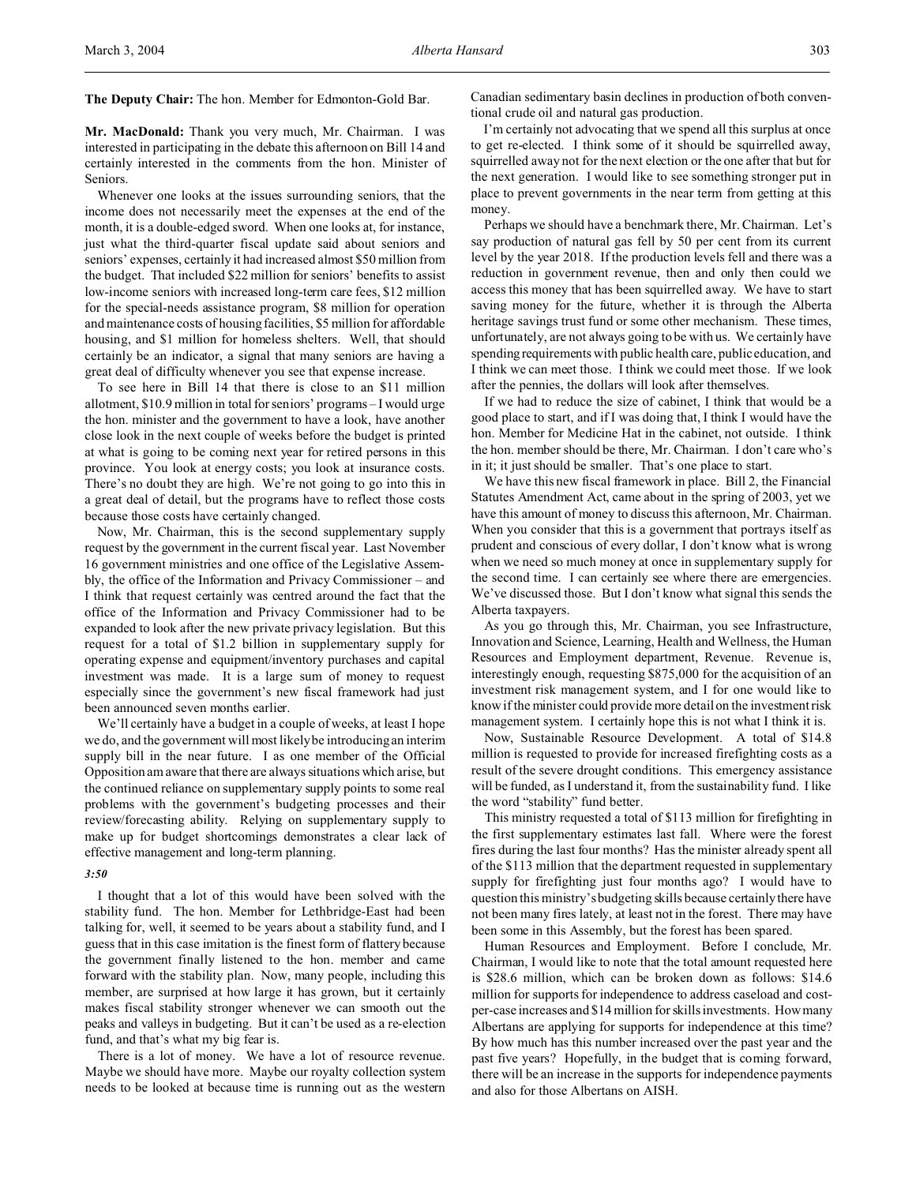**The Deputy Chair:** The hon. Member for Edmonton-Gold Bar.

**Mr. MacDonald:** Thank you very much, Mr. Chairman. I was interested in participating in the debate this afternoon on Bill 14 and certainly interested in the comments from the hon. Minister of Seniors.

Whenever one looks at the issues surrounding seniors, that the income does not necessarily meet the expenses at the end of the month, it is a double-edged sword. When one looks at, for instance, just what the third-quarter fiscal update said about seniors and seniors' expenses, certainly it had increased almost $50 million from the budget. That included $22 million for seniors' benefits to assist low-income seniors with increased long-term care fees, $12 million for the special-needs assistance program, $8 million for operation and maintenance costs of housing facilities, $5 million for affordable housing, and $1 million for homeless shelters. Well, that should certainly be an indicator, a signal that many seniors are having a great deal of difficulty whenever you see that expense increase.

To see here in Bill 14 that there is close to an $11 million allotment, $10.9 million in total for seniors' programs – I would urge the hon. minister and the government to have a look, have another close look in the next couple of weeks before the budget is printed at what is going to be coming next year for retired persons in this province. You look at energy costs; you look at insurance costs. There's no doubt they are high. We're not going to go into this in a great deal of detail, but the programs have to reflect those costs because those costs have certainly changed.

Now, Mr. Chairman, this is the second supplementary supply request by the government in the current fiscal year. Last November 16 government ministries and one office of the Legislative Assembly, the office of the Information and Privacy Commissioner – and I think that request certainly was centred around the fact that the office of the Information and Privacy Commissioner had to be expanded to look after the new private privacy legislation. But this request for a total of $1.2 billion in supplementary supply for operating expense and equipment/inventory purchases and capital investment was made. It is a large sum of money to request especially since the government's new fiscal framework had just been announced seven months earlier.

We'll certainly have a budget in a couple of weeks, at least I hope we do, and the government will most likely be introducing an interim supply bill in the near future. I as one member of the Official Opposition am aware that there are always situations which arise, but the continued reliance on supplementary supply points to some real problems with the government's budgeting processes and their review/forecasting ability. Relying on supplementary supply to make up for budget shortcomings demonstrates a clear lack of effective management and long-term planning.

*3:50*

I thought that a lot of this would have been solved with the stability fund. The hon. Member for Lethbridge-East had been talking for, well, it seemed to be years about a stability fund, and I guess that in this case imitation is the finest form of flattery because the government finally listened to the hon. member and came forward with the stability plan. Now, many people, including this member, are surprised at how large it has grown, but it certainly makes fiscal stability stronger whenever we can smooth out the peaks and valleys in budgeting. But it can't be used as a re-election fund, and that's what my big fear is.

There is a lot of money. We have a lot of resource revenue. Maybe we should have more. Maybe our royalty collection system needs to be looked at because time is running out as the western Canadian sedimentary basin declines in production of both conventional crude oil and natural gas production.

I'm certainly not advocating that we spend all this surplus at once to get re-elected. I think some of it should be squirrelled away, squirrelled away not for the next election or the one after that but for the next generation. I would like to see something stronger put in place to prevent governments in the near term from getting at this money.

Perhaps we should have a benchmark there, Mr. Chairman. Let's say production of natural gas fell by 50 per cent from its current level by the year 2018. If the production levels fell and there was a reduction in government revenue, then and only then could we access this money that has been squirrelled away. We have to start saving money for the future, whether it is through the Alberta heritage savings trust fund or some other mechanism. These times, unfortunately, are not always going to be with us. We certainly have spending requirements with public health care, public education, and I think we can meet those. I think we could meet those. If we look after the pennies, the dollars will look after themselves.

If we had to reduce the size of cabinet, I think that would be a good place to start, and if I was doing that, I think I would have the hon. Member for Medicine Hat in the cabinet, not outside. I think the hon. member should be there, Mr. Chairman. I don't care who's in it; it just should be smaller. That's one place to start.

We have this new fiscal framework in place. Bill 2, the Financial Statutes Amendment Act, came about in the spring of 2003, yet we have this amount of money to discuss this afternoon, Mr. Chairman. When you consider that this is a government that portrays itself as prudent and conscious of every dollar, I don't know what is wrong when we need so much money at once in supplementary supply for the second time. I can certainly see where there are emergencies. We've discussed those. But I don't know what signal this sends the Alberta taxpayers.

As you go through this, Mr. Chairman, you see Infrastructure, Innovation and Science, Learning, Health and Wellness, the Human Resources and Employment department, Revenue. Revenue is, interestingly enough, requesting $875,000 for the acquisition of an investment risk management system, and I for one would like to know if the minister could provide more detail on the investment risk management system. I certainly hope this is not what I think it is.

Now, Sustainable Resource Development. A total of $14.8 million is requested to provide for increased firefighting costs as a result of the severe drought conditions. This emergency assistance will be funded, as I understand it, from the sustainability fund. I like the word "stability" fund better.

This ministry requested a total of $113 million for firefighting in the first supplementary estimates last fall. Where were the forest fires during the last four months? Has the minister already spent all of the $113 million that the department requested in supplementary supply for firefighting just four months ago? I would have to question this ministry's budgeting skills because certainly there have not been many fires lately, at least not in the forest. There may have been some in this Assembly, but the forest has been spared.

Human Resources and Employment. Before I conclude, Mr. Chairman, I would like to note that the total amount requested here is $28.6 million, which can be broken down as follows: $14.6 million for supports for independence to address caseload and cost-per-case increases and $14 million for skills investments. How many Albertans are applying for supports for independence at this time? By how much has this number increased over the past year and the past five years? Hopefully, in the budget that is coming forward, there will be an increase in the supports for independence payments and also for those Albertans on AISH.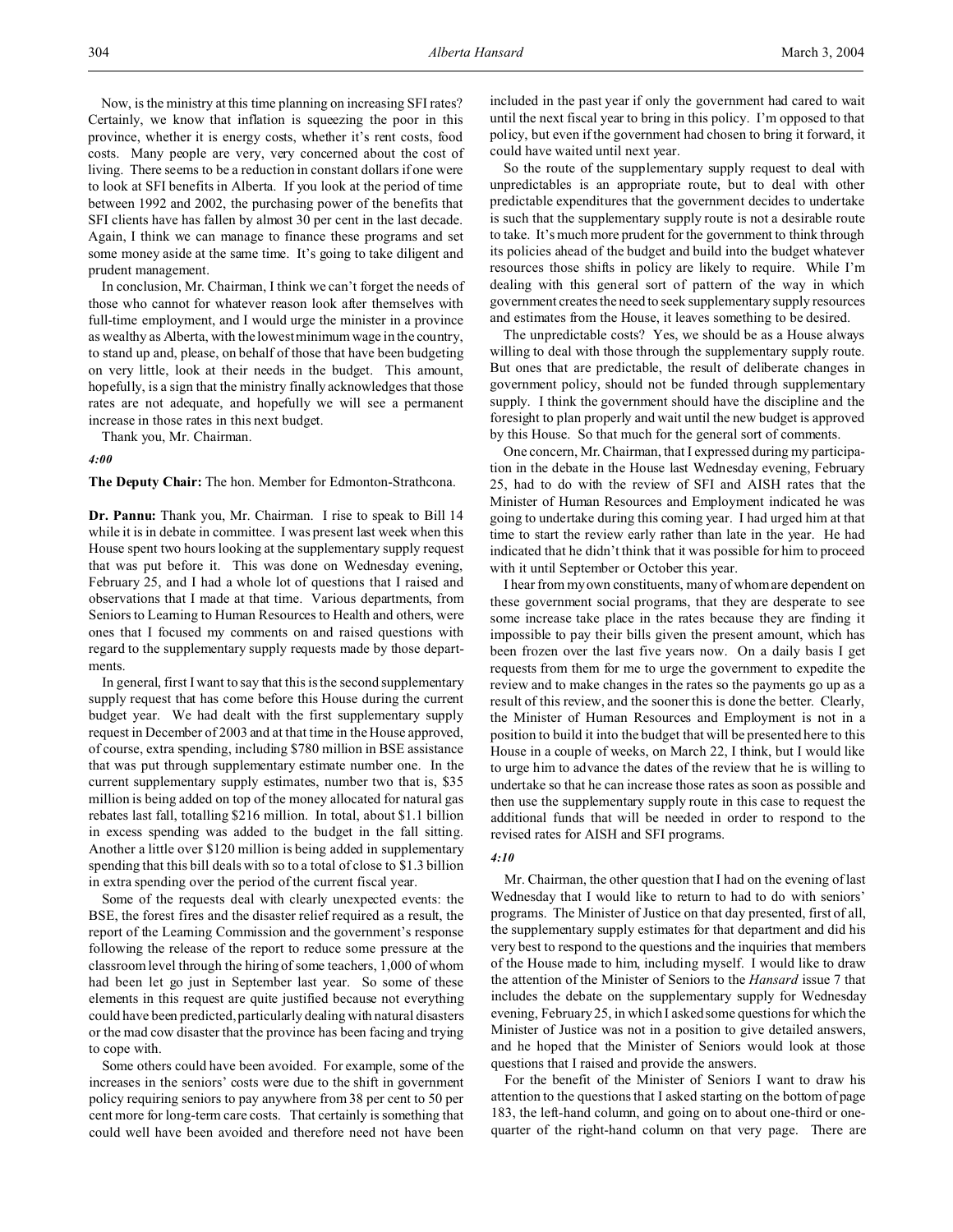Now, is the ministry at this time planning on increasing SFI rates? Certainly, we know that inflation is squeezing the poor in this province, whether it is energy costs, whether it's rent costs, food costs. Many people are very, very concerned about the cost of living. There seems to be a reduction in constant dollars if one were to look at SFI benefits in Alberta. If you look at the period of time between 1992 and 2002, the purchasing power of the benefits that SFI clients have has fallen by almost 30 per cent in the last decade. Again, I think we can manage to finance these programs and set some money aside at the same time. It's going to take diligent and prudent management.

In conclusion, Mr. Chairman, I think we can't forget the needs of those who cannot for whatever reason look after themselves with full-time employment, and I would urge the minister in a province as wealthy as Alberta, with the lowest minimum wage in the country, to stand up and, please, on behalf of those that have been budgeting on very little, look at their needs in the budget. This amount, hopefully, is a sign that the ministry finally acknowledges that those rates are not adequate, and hopefully we will see a permanent increase in those rates in this next budget.

Thank you, Mr. Chairman.

*4:00*

**The Deputy Chair:** The hon. Member for Edmonton-Strathcona.

**Dr. Pannu:** Thank you, Mr. Chairman. I rise to speak to Bill 14 while it is in debate in committee. I was present last week when this House spent two hours looking at the supplementary supply request that was put before it. This was done on Wednesday evening, February 25, and I had a whole lot of questions that I raised and observations that I made at that time. Various departments, from Seniors to Learning to Human Resources to Health and others, were ones that I focused my comments on and raised questions with regard to the supplementary supply requests made by those departments.

In general, first I want to say that this is the second supplementary supply request that has come before this House during the current budget year. We had dealt with the first supplementary supply request in December of 2003 and at that time in the House approved, of course, extra spending, including $780 million in BSE assistance that was put through supplementary estimate number one. In the current supplementary supply estimates, number two that is, $35 million is being added on top of the money allocated for natural gas rebates last fall, totalling $216 million. In total, about $1.1 billion in excess spending was added to the budget in the fall sitting. Another a little over $120 million is being added in supplementary spending that this bill deals with so to a total of close to $1.3 billion in extra spending over the period of the current fiscal year.

Some of the requests deal with clearly unexpected events: the BSE, the forest fires and the disaster relief required as a result, the report of the Learning Commission and the government's response following the release of the report to reduce some pressure at the classroom level through the hiring of some teachers, 1,000 of whom had been let go just in September last year. So some of these elements in this request are quite justified because not everything could have been predicted, particularly dealing with natural disasters or the mad cow disaster that the province has been facing and trying to cope with.

Some others could have been avoided. For example, some of the increases in the seniors' costs were due to the shift in government policy requiring seniors to pay anywhere from 38 per cent to 50 per cent more for long-term care costs. That certainly is something that could well have been avoided and therefore need not have been included in the past year if only the government had cared to wait until the next fiscal year to bring in this policy. I'm opposed to that policy, but even if the government had chosen to bring it forward, it could have waited until next year.

So the route of the supplementary supply request to deal with unpredictables is an appropriate route, but to deal with other predictable expenditures that the government decides to undertake is such that the supplementary supply route is not a desirable route to take. It's much more prudent for the government to think through its policies ahead of the budget and build into the budget whatever resources those shifts in policy are likely to require. While I'm dealing with this general sort of pattern of the way in which government creates the need to seek supplementary supply resources and estimates from the House, it leaves something to be desired.

The unpredictable costs? Yes, we should be as a House always willing to deal with those through the supplementary supply route. But ones that are predictable, the result of deliberate changes in government policy, should not be funded through supplementary supply. I think the government should have the discipline and the foresight to plan properly and wait until the new budget is approved by this House. So that much for the general sort of comments.

One concern, Mr. Chairman, that I expressed during my participation in the debate in the House last Wednesday evening, February 25, had to do with the review of SFI and AISH rates that the Minister of Human Resources and Employment indicated he was going to undertake during this coming year. I had urged him at that time to start the review early rather than late in the year. He had indicated that he didn't think that it was possible for him to proceed with it until September or October this year.

I hear from my own constituents, many of whom are dependent on these government social programs, that they are desperate to see some increase take place in the rates because they are finding it impossible to pay their bills given the present amount, which has been frozen over the last five years now. On a daily basis I get requests from them for me to urge the government to expedite the review and to make changes in the rates so the payments go up as a result of this review, and the sooner this is done the better. Clearly, the Minister of Human Resources and Employment is not in a position to build it into the budget that will be presented here to this House in a couple of weeks, on March 22, I think, but I would like to urge him to advance the dates of the review that he is willing to undertake so that he can increase those rates as soon as possible and then use the supplementary supply route in this case to request the additional funds that will be needed in order to respond to the revised rates for AISH and SFI programs.

*4:10*

Mr. Chairman, the other question that I had on the evening of last Wednesday that I would like to return to had to do with seniors' programs. The Minister of Justice on that day presented, first of all, the supplementary supply estimates for that department and did his very best to respond to the questions and the inquiries that members of the House made to him, including myself. I would like to draw the attention of the Minister of Seniors to the *Hansard* issue 7 that includes the debate on the supplementary supply for Wednesday evening, February 25, in which I asked some questions for which the Minister of Justice was not in a position to give detailed answers, and he hoped that the Minister of Seniors would look at those questions that I raised and provide the answers.

For the benefit of the Minister of Seniors I want to draw his attention to the questions that I asked starting on the bottom of page 183, the left-hand column, and going on to about one-third or one-quarter of the right-hand column on that very page. There are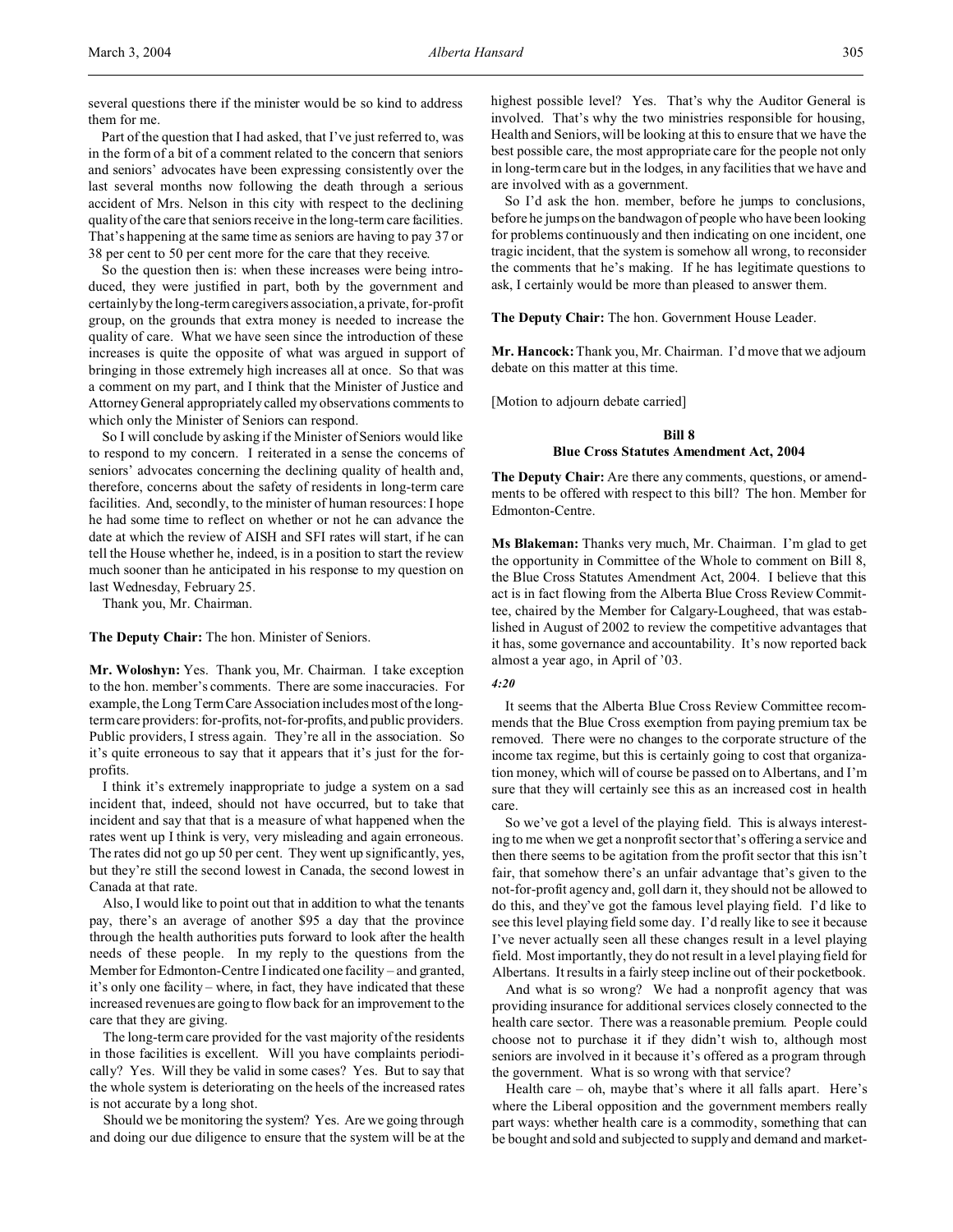several questions there if the minister would be so kind to address them for me.

Part of the question that I had asked, that I've just referred to, was in the form of a bit of a comment related to the concern that seniors and seniors' advocates have been expressing consistently over the last several months now following the death through a serious accident of Mrs. Nelson in this city with respect to the declining quality of the care that seniors receive in the long-term care facilities. That's happening at the same time as seniors are having to pay 37 or 38 per cent to 50 per cent more for the care that they receive.

So the question then is: when these increases were being introduced, they were justified in part, both by the government and certainly by the long-term caregivers association, a private, for-profit group, on the grounds that extra money is needed to increase the quality of care. What we have seen since the introduction of these increases is quite the opposite of what was argued in support of bringing in those extremely high increases all at once. So that was a comment on my part, and I think that the Minister of Justice and Attorney General appropriately called my observations comments to which only the Minister of Seniors can respond.

So I will conclude by asking if the Minister of Seniors would like to respond to my concern. I reiterated in a sense the concerns of seniors' advocates concerning the declining quality of health and, therefore, concerns about the safety of residents in long-term care facilities. And, secondly, to the minister of human resources: I hope he had some time to reflect on whether or not he can advance the date at which the review of AISH and SFI rates will start, if he can tell the House whether he, indeed, is in a position to start the review much sooner than he anticipated in his response to my question on last Wednesday, February 25.

Thank you, Mr. Chairman.

**The Deputy Chair:** The hon. Minister of Seniors.

**Mr. Woloshyn:** Yes. Thank you, Mr. Chairman. I take exception to the hon. member's comments. There are some inaccuracies. For example, the Long Term Care Association includes most of the long-term care providers: for-profits, not-for-profits, and public providers. Public providers, I stress again. They're all in the association. So it's quite erroneous to say that it appears that it's just for the for-profits.

I think it's extremely inappropriate to judge a system on a sad incident that, indeed, should not have occurred, but to take that incident and say that that is a measure of what happened when the rates went up I think is very, very misleading and again erroneous. The rates did not go up 50 per cent. They went up significantly, yes, but they're still the second lowest in Canada, the second lowest in Canada at that rate.

Also, I would like to point out that in addition to what the tenants pay, there's an average of another $95 a day that the province through the health authorities puts forward to look after the health needs of these people. In my reply to the questions from the Member for Edmonton-Centre I indicated one facility – and granted, it's only one facility – where, in fact, they have indicated that these increased revenues are going to flow back for an improvement to the care that they are giving.

The long-term care provided for the vast majority of the residents in those facilities is excellent. Will you have complaints periodically? Yes. Will they be valid in some cases? Yes. But to say that the whole system is deteriorating on the heels of the increased rates is not accurate by a long shot.

Should we be monitoring the system? Yes. Are we going through and doing our due diligence to ensure that the system will be at the highest possible level? Yes. That's why the Auditor General is involved. That's why the two ministries responsible for housing, Health and Seniors, will be looking at this to ensure that we have the best possible care, the most appropriate care for the people not only in long-term care but in the lodges, in any facilities that we have and are involved with as a government.

So I'd ask the hon. member, before he jumps to conclusions, before he jumps on the bandwagon of people who have been looking for problems continuously and then indicating on one incident, one tragic incident, that the system is somehow all wrong, to reconsider the comments that he's making. If he has legitimate questions to ask, I certainly would be more than pleased to answer them.

**The Deputy Chair:** The hon. Government House Leader.

**Mr. Hancock:** Thank you, Mr. Chairman. I'd move that we adjourn debate on this matter at this time.

[Motion to adjourn debate carried]

### Bill 8
### Blue Cross Statutes Amendment Act, 2004

**The Deputy Chair:** Are there any comments, questions, or amendments to be offered with respect to this bill? The hon. Member for Edmonton-Centre.

**Ms Blakeman:** Thanks very much, Mr. Chairman. I'm glad to get the opportunity in Committee of the Whole to comment on Bill 8, the Blue Cross Statutes Amendment Act, 2004. I believe that this act is in fact flowing from the Alberta Blue Cross Review Committee, chaired by the Member for Calgary-Lougheed, that was established in August of 2002 to review the competitive advantages that it has, some governance and accountability. It's now reported back almost a year ago, in April of '03.

*4:20*

It seems that the Alberta Blue Cross Review Committee recommends that the Blue Cross exemption from paying premium tax be removed. There were no changes to the corporate structure of the income tax regime, but this is certainly going to cost that organization money, which will of course be passed on to Albertans, and I'm sure that they will certainly see this as an increased cost in health care.

So we've got a level of the playing field. This is always interesting to me when we get a nonprofit sector that's offering a service and then there seems to be agitation from the profit sector that this isn't fair, that somehow there's an unfair advantage that's given to the not-for-profit agency and, goll darn it, they should not be allowed to do this, and they've got the famous level playing field. I'd like to see this level playing field some day. I'd really like to see it because I've never actually seen all these changes result in a level playing field. Most importantly, they do not result in a level playing field for Albertans. It results in a fairly steep incline out of their pocketbook.

And what is so wrong? We had a nonprofit agency that was providing insurance for additional services closely connected to the health care sector. There was a reasonable premium. People could choose not to purchase it if they didn't wish to, although most seniors are involved in it because it's offered as a program through the government. What is so wrong with that service?

Health care – oh, maybe that's where it all falls apart. Here's where the Liberal opposition and the government members really part ways: whether health care is a commodity, something that can be bought and sold and subjected to supply and demand and market-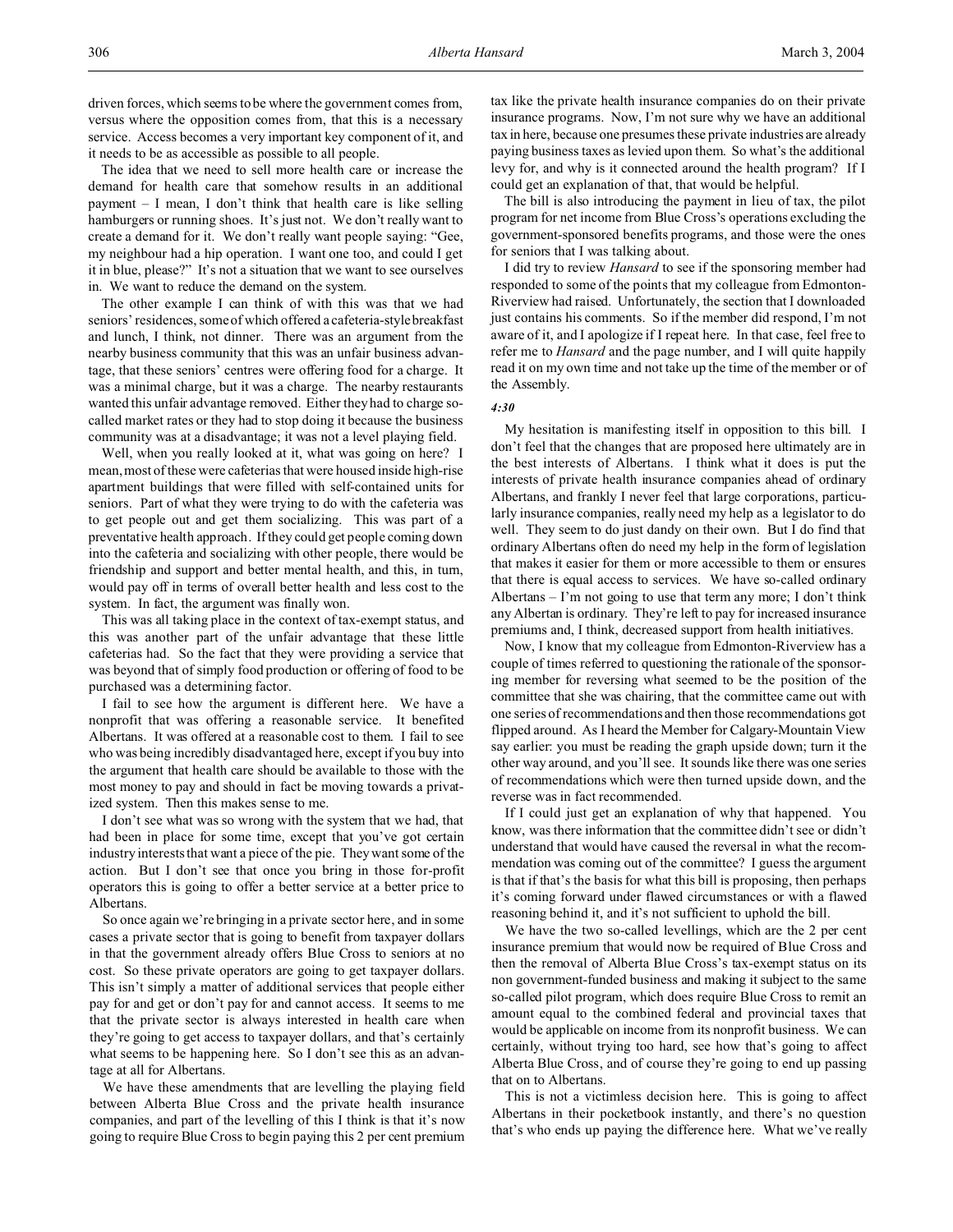driven forces, which seems to be where the government comes from, versus where the opposition comes from, that this is a necessary service. Access becomes a very important key component of it, and it needs to be as accessible as possible to all people.

The idea that we need to sell more health care or increase the demand for health care that somehow results in an additional payment – I mean, I don't think that health care is like selling hamburgers or running shoes. It's just not. We don't really want to create a demand for it. We don't really want people saying: "Gee, my neighbour had a hip operation. I want one too, and could I get it in blue, please?" It's not a situation that we want to see ourselves in. We want to reduce the demand on the system.

The other example I can think of with this was that we had seniors' residences, some of which offered a cafeteria-style breakfast and lunch, I think, not dinner. There was an argument from the nearby business community that this was an unfair business advantage, that these seniors' centres were offering food for a charge. It was a minimal charge, but it was a charge. The nearby restaurants wanted this unfair advantage removed. Either they had to charge so-called market rates or they had to stop doing it because the business community was at a disadvantage; it was not a level playing field.

Well, when you really looked at it, what was going on here? I mean, most of these were cafeterias that were housed inside high-rise apartment buildings that were filled with self-contained units for seniors. Part of what they were trying to do with the cafeteria was to get people out and get them socializing. This was part of a preventative health approach. If they could get people coming down into the cafeteria and socializing with other people, there would be friendship and support and better mental health, and this, in turn, would pay off in terms of overall better health and less cost to the system. In fact, the argument was finally won.

This was all taking place in the context of tax-exempt status, and this was another part of the unfair advantage that these little cafeterias had. So the fact that they were providing a service that was beyond that of simply food production or offering of food to be purchased was a determining factor.

I fail to see how the argument is different here. We have a nonprofit that was offering a reasonable service. It benefited Albertans. It was offered at a reasonable cost to them. I fail to see who was being incredibly disadvantaged here, except if you buy into the argument that health care should be available to those with the most money to pay and should in fact be moving towards a privatized system. Then this makes sense to me.

I don't see what was so wrong with the system that we had, that had been in place for some time, except that you've got certain industry interests that want a piece of the pie. They want some of the action. But I don't see that once you bring in those for-profit operators this is going to offer a better service at a better price to Albertans.

So once again we're bringing in a private sector here, and in some cases a private sector that is going to benefit from taxpayer dollars in that the government already offers Blue Cross to seniors at no cost. So these private operators are going to get taxpayer dollars. This isn't simply a matter of additional services that people either pay for and get or don't pay for and cannot access. It seems to me that the private sector is always interested in health care when they're going to get access to taxpayer dollars, and that's certainly what seems to be happening here. So I don't see this as an advantage at all for Albertans.

We have these amendments that are levelling the playing field between Alberta Blue Cross and the private health insurance companies, and part of the levelling of this I think is that it's now going to require Blue Cross to begin paying this 2 per cent premium tax like the private health insurance companies do on their private insurance programs. Now, I'm not sure why we have an additional tax in here, because one presumes these private industries are already paying business taxes as levied upon them. So what's the additional levy for, and why is it connected around the health program? If I could get an explanation of that, that would be helpful.

The bill is also introducing the payment in lieu of tax, the pilot program for net income from Blue Cross's operations excluding the government-sponsored benefits programs, and those were the ones for seniors that I was talking about.

I did try to review *Hansard* to see if the sponsoring member had responded to some of the points that my colleague from Edmonton-Riverview had raised. Unfortunately, the section that I downloaded just contains his comments. So if the member did respond, I'm not aware of it, and I apologize if I repeat here. In that case, feel free to refer me to *Hansard* and the page number, and I will quite happily read it on my own time and not take up the time of the member or of the Assembly.

*4:30*

My hesitation is manifesting itself in opposition to this bill. I don't feel that the changes that are proposed here ultimately are in the best interests of Albertans. I think what it does is put the interests of private health insurance companies ahead of ordinary Albertans, and frankly I never feel that large corporations, particularly insurance companies, really need my help as a legislator to do well. They seem to do just dandy on their own. But I do find that ordinary Albertans often do need my help in the form of legislation that makes it easier for them or more accessible to them or ensures that there is equal access to services. We have so-called ordinary Albertans – I'm not going to use that term any more; I don't think any Albertan is ordinary. They're left to pay for increased insurance premiums and, I think, decreased support from health initiatives.

Now, I know that my colleague from Edmonton-Riverview has a couple of times referred to questioning the rationale of the sponsoring member for reversing what seemed to be the position of the committee that she was chairing, that the committee came out with one series of recommendations and then those recommendations got flipped around. As I heard the Member for Calgary-Mountain View say earlier: you must be reading the graph upside down; turn it the other way around, and you'll see. It sounds like there was one series of recommendations which were then turned upside down, and the reverse was in fact recommended.

If I could just get an explanation of why that happened. You know, was there information that the committee didn't see or didn't understand that would have caused the reversal in what the recommendation was coming out of the committee? I guess the argument is that if that's the basis for what this bill is proposing, then perhaps it's coming forward under flawed circumstances or with a flawed reasoning behind it, and it's not sufficient to uphold the bill.

We have the two so-called levellings, which are the 2 per cent insurance premium that would now be required of Blue Cross and then the removal of Alberta Blue Cross's tax-exempt status on its non government-funded business and making it subject to the same so-called pilot program, which does require Blue Cross to remit an amount equal to the combined federal and provincial taxes that would be applicable on income from its nonprofit business. We can certainly, without trying too hard, see how that's going to affect Alberta Blue Cross, and of course they're going to end up passing that on to Albertans.

This is not a victimless decision here. This is going to affect Albertans in their pocketbook instantly, and there's no question that's who ends up paying the difference here. What we've really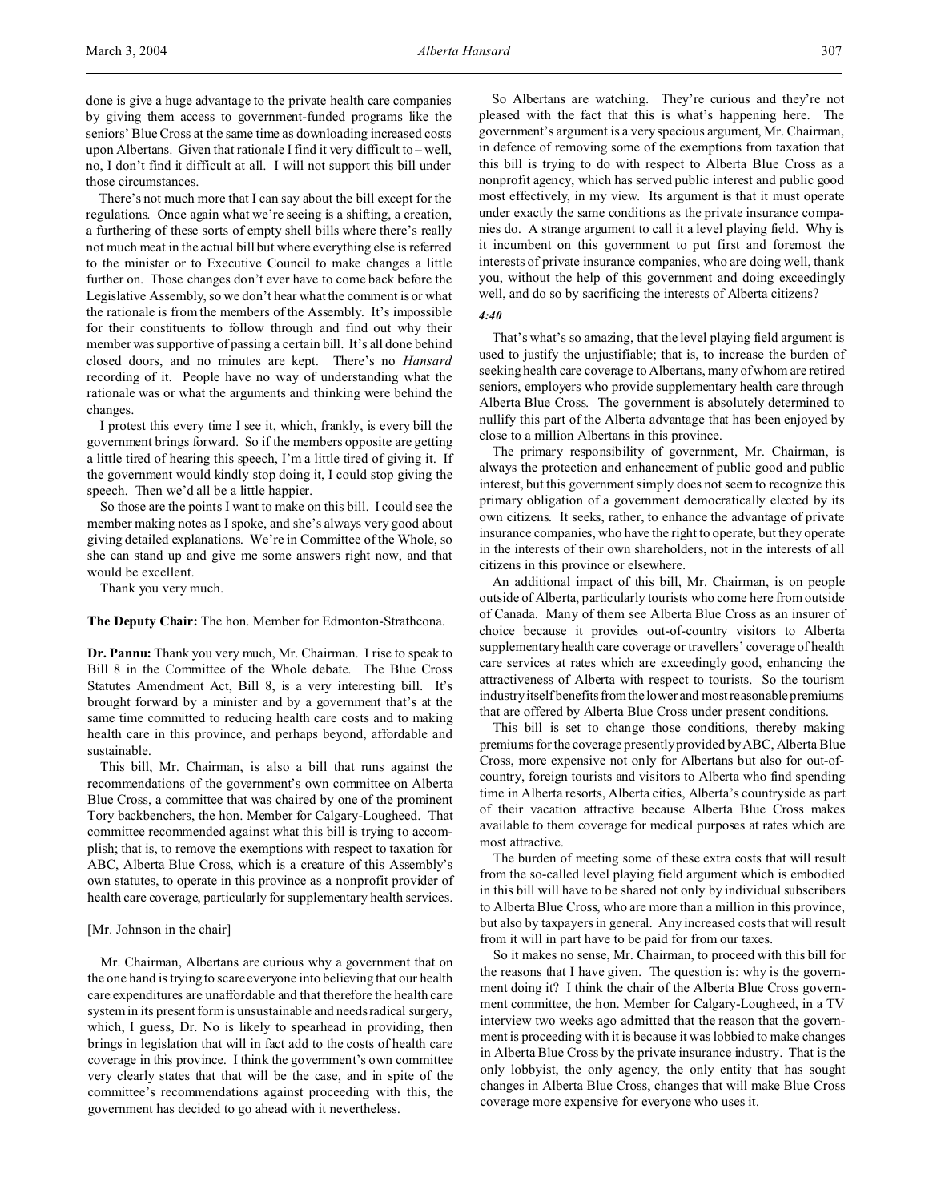done is give a huge advantage to the private health care companies by giving them access to government-funded programs like the seniors' Blue Cross at the same time as downloading increased costs upon Albertans. Given that rationale I find it very difficult to – well, no, I don't find it difficult at all. I will not support this bill under those circumstances.

There's not much more that I can say about the bill except for the regulations. Once again what we're seeing is a shifting, a creation, a furthering of these sorts of empty shell bills where there's really not much meat in the actual bill but where everything else is referred to the minister or to Executive Council to make changes a little further on. Those changes don't ever have to come back before the Legislative Assembly, so we don't hear what the comment is or what the rationale is from the members of the Assembly. It's impossible for their constituents to follow through and find out why their member was supportive of passing a certain bill. It's all done behind closed doors, and no minutes are kept. There's no *Hansard* recording of it. People have no way of understanding what the rationale was or what the arguments and thinking were behind the changes.

I protest this every time I see it, which, frankly, is every bill the government brings forward. So if the members opposite are getting a little tired of hearing this speech, I'm a little tired of giving it. If the government would kindly stop doing it, I could stop giving the speech. Then we'd all be a little happier.

So those are the points I want to make on this bill. I could see the member making notes as I spoke, and she's always very good about giving detailed explanations. We're in Committee of the Whole, so she can stand up and give me some answers right now, and that would be excellent.

Thank you very much.

**The Deputy Chair:** The hon. Member for Edmonton-Strathcona.

**Dr. Pannu:** Thank you very much, Mr. Chairman. I rise to speak to Bill 8 in the Committee of the Whole debate. The Blue Cross Statutes Amendment Act, Bill 8, is a very interesting bill. It's brought forward by a minister and by a government that's at the same time committed to reducing health care costs and to making health care in this province, and perhaps beyond, affordable and sustainable.

This bill, Mr. Chairman, is also a bill that runs against the recommendations of the government's own committee on Alberta Blue Cross, a committee that was chaired by one of the prominent Tory backbenchers, the hon. Member for Calgary-Lougheed. That committee recommended against what this bill is trying to accomplish; that is, to remove the exemptions with respect to taxation for ABC, Alberta Blue Cross, which is a creature of this Assembly's own statutes, to operate in this province as a nonprofit provider of health care coverage, particularly for supplementary health services.

[Mr. Johnson in the chair]

Mr. Chairman, Albertans are curious why a government that on the one hand is trying to scare everyone into believing that our health care expenditures are unaffordable and that therefore the health care system in its present form is unsustainable and needs radical surgery, which, I guess, Dr. No is likely to spearhead in providing, then brings in legislation that will in fact add to the costs of health care coverage in this province. I think the government's own committee very clearly states that that will be the case, and in spite of the committee's recommendations against proceeding with this, the government has decided to go ahead with it nevertheless.

So Albertans are watching. They're curious and they're not pleased with the fact that this is what's happening here. The government's argument is a very specious argument, Mr. Chairman, in defence of removing some of the exemptions from taxation that this bill is trying to do with respect to Alberta Blue Cross as a nonprofit agency, which has served public interest and public good most effectively, in my view. Its argument is that it must operate under exactly the same conditions as the private insurance companies do. A strange argument to call it a level playing field. Why is it incumbent on this government to put first and foremost the interests of private insurance companies, who are doing well, thank you, without the help of this government and doing exceedingly well, and do so by sacrificing the interests of Alberta citizens?

*4:40*

That's what's so amazing, that the level playing field argument is used to justify the unjustifiable; that is, to increase the burden of seeking health care coverage to Albertans, many of whom are retired seniors, employers who provide supplementary health care through Alberta Blue Cross. The government is absolutely determined to nullify this part of the Alberta advantage that has been enjoyed by close to a million Albertans in this province.

The primary responsibility of government, Mr. Chairman, is always the protection and enhancement of public good and public interest, but this government simply does not seem to recognize this primary obligation of a government democratically elected by its own citizens. It seeks, rather, to enhance the advantage of private insurance companies, who have the right to operate, but they operate in the interests of their own shareholders, not in the interests of all citizens in this province or elsewhere.

An additional impact of this bill, Mr. Chairman, is on people outside of Alberta, particularly tourists who come here from outside of Canada. Many of them see Alberta Blue Cross as an insurer of choice because it provides out-of-country visitors to Alberta supplementary health care coverage or travellers' coverage of health care services at rates which are exceedingly good, enhancing the attractiveness of Alberta with respect to tourists. So the tourism industry itself benefits from the lower and most reasonable premiums that are offered by Alberta Blue Cross under present conditions.

This bill is set to change those conditions, thereby making premiums for the coverage presently provided by ABC, Alberta Blue Cross, more expensive not only for Albertans but also for out-of-country, foreign tourists and visitors to Alberta who find spending time in Alberta resorts, Alberta cities, Alberta's countryside as part of their vacation attractive because Alberta Blue Cross makes available to them coverage for medical purposes at rates which are most attractive.

The burden of meeting some of these extra costs that will result from the so-called level playing field argument which is embodied in this bill will have to be shared not only by individual subscribers to Alberta Blue Cross, who are more than a million in this province, but also by taxpayers in general. Any increased costs that will result from it will in part have to be paid for from our taxes.

So it makes no sense, Mr. Chairman, to proceed with this bill for the reasons that I have given. The question is: why is the government doing it? I think the chair of the Alberta Blue Cross government committee, the hon. Member for Calgary-Lougheed, in a TV interview two weeks ago admitted that the reason that the government is proceeding with it is because it was lobbied to make changes in Alberta Blue Cross by the private insurance industry. That is the only lobbyist, the only agency, the only entity that has sought changes in Alberta Blue Cross, changes that will make Blue Cross coverage more expensive for everyone who uses it.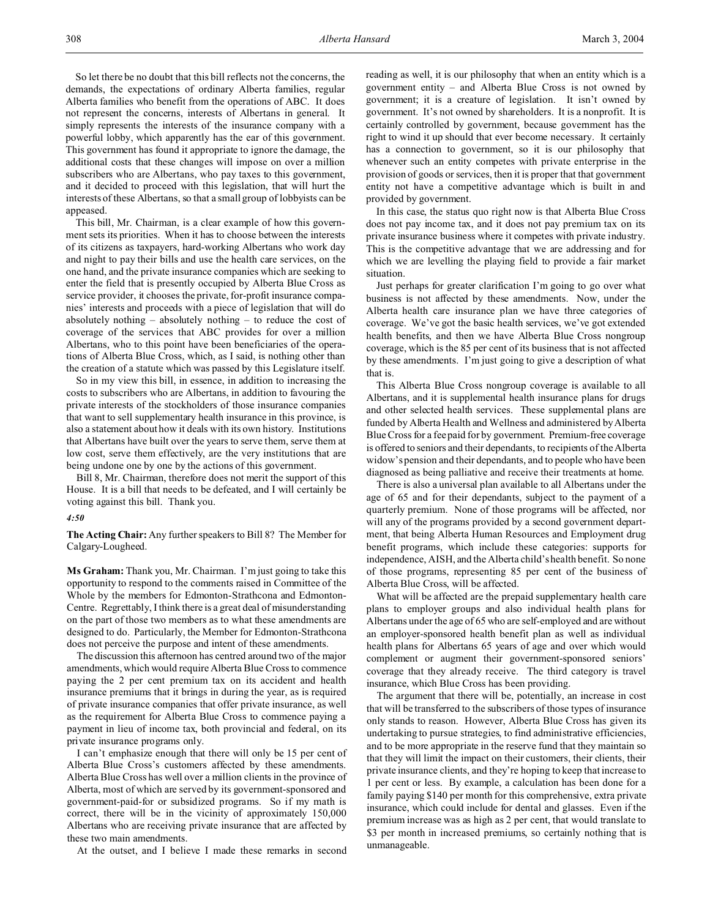So let there be no doubt that this bill reflects not the concerns, the demands, the expectations of ordinary Alberta families, regular Alberta families who benefit from the operations of ABC. It does not represent the concerns, interests of Albertans in general. It simply represents the interests of the insurance company with a powerful lobby, which apparently has the ear of this government. This government has found it appropriate to ignore the damage, the additional costs that these changes will impose on over a million subscribers who are Albertans, who pay taxes to this government, and it decided to proceed with this legislation, that will hurt the interests of these Albertans, so that a small group of lobbyists can be appeased.

This bill, Mr. Chairman, is a clear example of how this government sets its priorities. When it has to choose between the interests of its citizens as taxpayers, hard-working Albertans who work day and night to pay their bills and use the health care services, on the one hand, and the private insurance companies which are seeking to enter the field that is presently occupied by Alberta Blue Cross as service provider, it chooses the private, for-profit insurance companies' interests and proceeds with a piece of legislation that will do absolutely nothing – absolutely nothing – to reduce the cost of coverage of the services that ABC provides for over a million Albertans, who to this point have been beneficiaries of the operations of Alberta Blue Cross, which, as I said, is nothing other than the creation of a statute which was passed by this Legislature itself.

So in my view this bill, in essence, in addition to increasing the costs to subscribers who are Albertans, in addition to favouring the private interests of the stockholders of those insurance companies that want to sell supplementary health insurance in this province, is also a statement about how it deals with its own history. Institutions that Albertans have built over the years to serve them, serve them at low cost, serve them effectively, are the very institutions that are being undone one by one by the actions of this government.

Bill 8, Mr. Chairman, therefore does not merit the support of this House. It is a bill that needs to be defeated, and I will certainly be voting against this bill. Thank you.

*4:50*

**The Acting Chair:** Any further speakers to Bill 8? The Member for Calgary-Lougheed.

**Ms Graham:** Thank you, Mr. Chairman. I'm just going to take this opportunity to respond to the comments raised in Committee of the Whole by the members for Edmonton-Strathcona and Edmonton-Centre. Regrettably, I think there is a great deal of misunderstanding on the part of those two members as to what these amendments are designed to do. Particularly, the Member for Edmonton-Strathcona does not perceive the purpose and intent of these amendments.

The discussion this afternoon has centred around two of the major amendments, which would require Alberta Blue Cross to commence paying the 2 per cent premium tax on its accident and health insurance premiums that it brings in during the year, as is required of private insurance companies that offer private insurance, as well as the requirement for Alberta Blue Cross to commence paying a payment in lieu of income tax, both provincial and federal, on its private insurance programs only.

I can't emphasize enough that there will only be 15 per cent of Alberta Blue Cross's customers affected by these amendments. Alberta Blue Cross has well over a million clients in the province of Alberta, most of which are served by its government-sponsored and government-paid-for or subsidized programs. So if my math is correct, there will be in the vicinity of approximately 150,000 Albertans who are receiving private insurance that are affected by these two main amendments.

At the outset, and I believe I made these remarks in second reading as well, it is our philosophy that when an entity which is a government entity – and Alberta Blue Cross is not owned by government; it is a creature of legislation. It isn't owned by government. It's not owned by shareholders. It is a nonprofit. It is certainly controlled by government, because government has the right to wind it up should that ever become necessary. It certainly has a connection to government, so it is our philosophy that whenever such an entity competes with private enterprise in the provision of goods or services, then it is proper that that government entity not have a competitive advantage which is built in and provided by government.

In this case, the status quo right now is that Alberta Blue Cross does not pay income tax, and it does not pay premium tax on its private insurance business where it competes with private industry. This is the competitive advantage that we are addressing and for which we are levelling the playing field to provide a fair market situation.

Just perhaps for greater clarification I'm going to go over what business is not affected by these amendments. Now, under the Alberta health care insurance plan we have three categories of coverage. We've got the basic health services, we've got extended health benefits, and then we have Alberta Blue Cross nongroup coverage, which is the 85 per cent of its business that is not affected by these amendments. I'm just going to give a description of what that is.

This Alberta Blue Cross nongroup coverage is available to all Albertans, and it is supplemental health insurance plans for drugs and other selected health services. These supplemental plans are funded by Alberta Health and Wellness and administered by Alberta Blue Cross for a fee paid for by government. Premium-free coverage is offered to seniors and their dependants, to recipients of the Alberta widow's pension and their dependants, and to people who have been diagnosed as being palliative and receive their treatments at home.

There is also a universal plan available to all Albertans under the age of 65 and for their dependants, subject to the payment of a quarterly premium. None of those programs will be affected, nor will any of the programs provided by a second government department, that being Alberta Human Resources and Employment drug benefit programs, which include these categories: supports for independence, AISH, and the Alberta child's health benefit. So none of those programs, representing 85 per cent of the business of Alberta Blue Cross, will be affected.

What will be affected are the prepaid supplementary health care plans to employer groups and also individual health plans for Albertans under the age of 65 who are self-employed and are without an employer-sponsored health benefit plan as well as individual health plans for Albertans 65 years of age and over which would complement or augment their government-sponsored seniors' coverage that they already receive. The third category is travel insurance, which Blue Cross has been providing.

The argument that there will be, potentially, an increase in cost that will be transferred to the subscribers of those types of insurance only stands to reason. However, Alberta Blue Cross has given its undertaking to pursue strategies, to find administrative efficiencies, and to be more appropriate in the reserve fund that they maintain so that they will limit the impact on their customers, their clients, their private insurance clients, and they're hoping to keep that increase to 1 per cent or less. By example, a calculation has been done for a family paying $140 per month for this comprehensive, extra private insurance, which could include for dental and glasses. Even if the premium increase was as high as 2 per cent, that would translate to $3 per month in increased premiums, so certainly nothing that is unmanageable.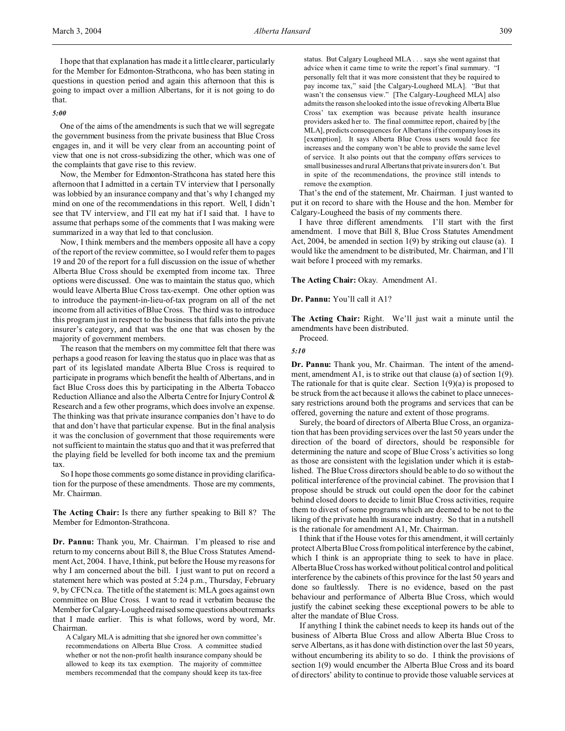I hope that that explanation has made it a little clearer, particularly for the Member for Edmonton-Strathcona, who has been stating in questions in question period and again this afternoon that this is going to impact over a million Albertans, for it is not going to do that.

*5:00*

One of the aims of the amendments is such that we will segregate the government business from the private business that Blue Cross engages in, and it will be very clear from an accounting point of view that one is not cross-subsidizing the other, which was one of the complaints that gave rise to this review.

Now, the Member for Edmonton-Strathcona has stated here this afternoon that I admitted in a certain TV interview that I personally was lobbied by an insurance company and that's why I changed my mind on one of the recommendations in this report. Well, I didn't see that TV interview, and I'll eat my hat if I said that. I have to assume that perhaps some of the comments that I was making were summarized in a way that led to that conclusion.

Now, I think members and the members opposite all have a copy of the report of the review committee, so I would refer them to pages 19 and 20 of the report for a full discussion on the issue of whether Alberta Blue Cross should be exempted from income tax. Three options were discussed. One was to maintain the status quo, which would leave Alberta Blue Cross tax-exempt. One other option was to introduce the payment-in-lieu-of-tax program on all of the net income from all activities of Blue Cross. The third was to introduce this program just in respect to the business that falls into the private insurer's category, and that was the one that was chosen by the majority of government members.

The reason that the members on my committee felt that there was perhaps a good reason for leaving the status quo in place was that as part of its legislated mandate Alberta Blue Cross is required to participate in programs which benefit the health of Albertans, and in fact Blue Cross does this by participating in the Alberta Tobacco Reduction Alliance and also the Alberta Centre for Injury Control & Research and a few other programs, which does involve an expense. The thinking was that private insurance companies don't have to do that and don't have that particular expense. But in the final analysis it was the conclusion of government that those requirements were not sufficient to maintain the status quo and that it was preferred that the playing field be levelled for both income tax and the premium tax.

So I hope those comments go some distance in providing clarification for the purpose of these amendments. Those are my comments, Mr. Chairman.

**The Acting Chair:** Is there any further speaking to Bill 8? The Member for Edmonton-Strathcona.

**Dr. Pannu:** Thank you, Mr. Chairman. I'm pleased to rise and return to my concerns about Bill 8, the Blue Cross Statutes Amendment Act, 2004. I have, I think, put before the House my reasons for why I am concerned about the bill. I just want to put on record a statement here which was posted at 5:24 p.m., Thursday, February 9, by CFCN.ca. The title of the statement is: MLA goes against own committee on Blue Cross. I want to read it verbatim because the Member for Calgary-Lougheed raised some questions about remarks that I made earlier. This is what follows, word by word, Mr. Chairman.

> A Calgary MLA is admitting that she ignored her own committee's recommendations on Alberta Blue Cross. A committee studied whether or not the non-profit health insurance company should be allowed to keep its tax exemption. The majority of committee members recommended that the company should keep its tax-free status. But Calgary Lougheed MLA . . . says she went against that advice when it came time to write the report's final summary. "I personally felt that it was more consistent that they be required to pay income tax," said [the Calgary-Lougheed MLA]. "But that wasn't the consensus view." [The Calgary-Lougheed MLA] also admits the reason she looked into the issue of revoking Alberta Blue Cross' tax exemption was because private health insurance providers asked her to. The final committee report, chaired by [the MLA], predicts consequences for Albertans if the company loses its [exemption]. It says Alberta Blue Cross users would face fee increases and the company won't be able to provide the same level of service. It also points out that the company offers services to small businesses and rural Albertans that private insurers don't. But in spite of the recommendations, the province still intends to remove the exemption.

That's the end of the statement, Mr. Chairman. I just wanted to put it on record to share with the House and the hon. Member for Calgary-Lougheed the basis of my comments there.

I have three different amendments. I'll start with the first amendment. I move that Bill 8, Blue Cross Statutes Amendment Act, 2004, be amended in section 1(9) by striking out clause (a). I would like the amendment to be distributed, Mr. Chairman, and I'll wait before I proceed with my remarks.

**The Acting Chair:** Okay. Amendment A1.

**Dr. Pannu:** You'll call it A1?

**The Acting Chair:** Right. We'll just wait a minute until the amendments have been distributed.

Proceed.

*5:10*

**Dr. Pannu:** Thank you, Mr. Chairman. The intent of the amendment, amendment A1, is to strike out that clause (a) of section 1(9). The rationale for that is quite clear. Section 1(9)(a) is proposed to be struck from the act because it allows the cabinet to place unnecessary restrictions around both the programs and services that can be offered, governing the nature and extent of those programs.

Surely, the board of directors of Alberta Blue Cross, an organization that has been providing services over the last 50 years under the direction of the board of directors, should be responsible for determining the nature and scope of Blue Cross's activities so long as those are consistent with the legislation under which it is established. The Blue Cross directors should be able to do so without the political interference of the provincial cabinet. The provision that I propose should be struck out could open the door for the cabinet behind closed doors to decide to limit Blue Cross activities, require them to divest of some programs which are deemed to be not to the liking of the private health insurance industry. So that in a nutshell is the rationale for amendment A1, Mr. Chairman.

I think that if the House votes for this amendment, it will certainly protect Alberta Blue Cross from political interference by the cabinet, which I think is an appropriate thing to seek to have in place. Alberta Blue Cross has worked without political control and political interference by the cabinets of this province for the last 50 years and done so faultlessly. There is no evidence, based on the past behaviour and performance of Alberta Blue Cross, which would justify the cabinet seeking these exceptional powers to be able to alter the mandate of Blue Cross.

If anything I think the cabinet needs to keep its hands out of the business of Alberta Blue Cross and allow Alberta Blue Cross to serve Albertans, as it has done with distinction over the last 50 years, without encumbering its ability to so do. I think the provisions of section 1(9) would encumber the Alberta Blue Cross and its board of directors' ability to continue to provide those valuable services at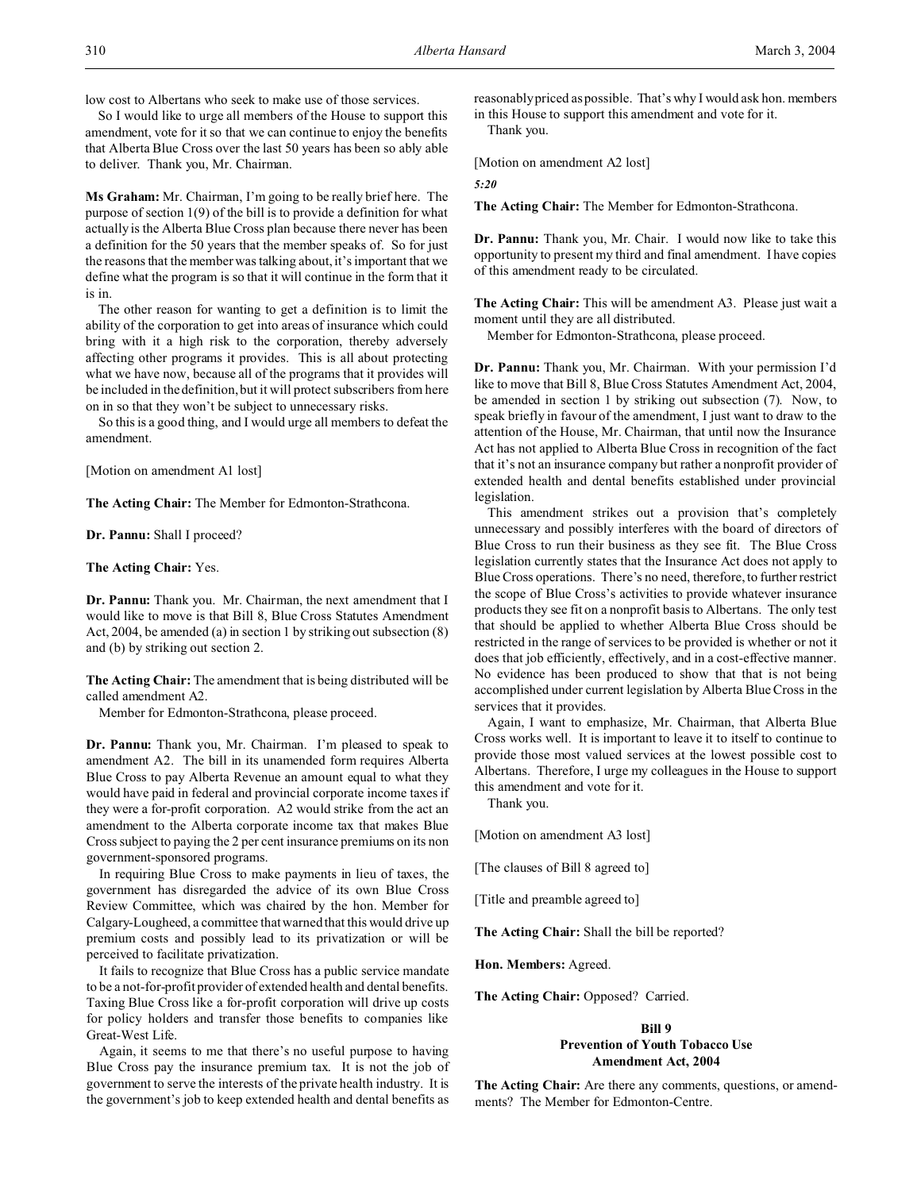low cost to Albertans who seek to make use of those services.

So I would like to urge all members of the House to support this amendment, vote for it so that we can continue to enjoy the benefits that Alberta Blue Cross over the last 50 years has been so ably able to deliver. Thank you, Mr. Chairman.

**Ms Graham:** Mr. Chairman, I'm going to be really brief here. The purpose of section 1(9) of the bill is to provide a definition for what actually is the Alberta Blue Cross plan because there never has been a definition for the 50 years that the member speaks of. So for just the reasons that the member was talking about, it's important that we define what the program is so that it will continue in the form that it is in.

The other reason for wanting to get a definition is to limit the ability of the corporation to get into areas of insurance which could bring with it a high risk to the corporation, thereby adversely affecting other programs it provides. This is all about protecting what we have now, because all of the programs that it provides will be included in the definition, but it will protect subscribers from here on in so that they won't be subject to unnecessary risks.

So this is a good thing, and I would urge all members to defeat the amendment.

[Motion on amendment A1 lost]

**The Acting Chair:** The Member for Edmonton-Strathcona.

**Dr. Pannu:** Shall I proceed?

**The Acting Chair:** Yes.

**Dr. Pannu:** Thank you. Mr. Chairman, the next amendment that I would like to move is that Bill 8, Blue Cross Statutes Amendment Act, 2004, be amended (a) in section 1 by striking out subsection (8) and (b) by striking out section 2.

**The Acting Chair:** The amendment that is being distributed will be called amendment A2.

Member for Edmonton-Strathcona, please proceed.

**Dr. Pannu:** Thank you, Mr. Chairman. I'm pleased to speak to amendment A2. The bill in its unamended form requires Alberta Blue Cross to pay Alberta Revenue an amount equal to what they would have paid in federal and provincial corporate income taxes if they were a for-profit corporation. A2 would strike from the act an amendment to the Alberta corporate income tax that makes Blue Cross subject to paying the 2 per cent insurance premiums on its non government-sponsored programs.

In requiring Blue Cross to make payments in lieu of taxes, the government has disregarded the advice of its own Blue Cross Review Committee, which was chaired by the hon. Member for Calgary-Lougheed, a committee that warned that this would drive up premium costs and possibly lead to its privatization or will be perceived to facilitate privatization.

It fails to recognize that Blue Cross has a public service mandate to be a not-for-profit provider of extended health and dental benefits. Taxing Blue Cross like a for-profit corporation will drive up costs for policy holders and transfer those benefits to companies like Great-West Life.

Again, it seems to me that there's no useful purpose to having Blue Cross pay the insurance premium tax. It is not the job of government to serve the interests of the private health industry. It is the government's job to keep extended health and dental benefits as reasonably priced as possible. That's why I would ask hon. members in this House to support this amendment and vote for it.

Thank you.

[Motion on amendment A2 lost]

*5:20*

**The Acting Chair:** The Member for Edmonton-Strathcona.

**Dr. Pannu:** Thank you, Mr. Chair. I would now like to take this opportunity to present my third and final amendment. I have copies of this amendment ready to be circulated.

**The Acting Chair:** This will be amendment A3. Please just wait a moment until they are all distributed.

Member for Edmonton-Strathcona, please proceed.

**Dr. Pannu:** Thank you, Mr. Chairman. With your permission I'd like to move that Bill 8, Blue Cross Statutes Amendment Act, 2004, be amended in section 1 by striking out subsection (7). Now, to speak briefly in favour of the amendment, I just want to draw to the attention of the House, Mr. Chairman, that until now the Insurance Act has not applied to Alberta Blue Cross in recognition of the fact that it's not an insurance company but rather a nonprofit provider of extended health and dental benefits established under provincial legislation.

This amendment strikes out a provision that's completely unnecessary and possibly interferes with the board of directors of Blue Cross to run their business as they see fit. The Blue Cross legislation currently states that the Insurance Act does not apply to Blue Cross operations. There's no need, therefore, to further restrict the scope of Blue Cross's activities to provide whatever insurance products they see fit on a nonprofit basis to Albertans. The only test that should be applied to whether Alberta Blue Cross should be restricted in the range of services to be provided is whether or not it does that job efficiently, effectively, and in a cost-effective manner. No evidence has been produced to show that that is not being accomplished under current legislation by Alberta Blue Cross in the services that it provides.

Again, I want to emphasize, Mr. Chairman, that Alberta Blue Cross works well. It is important to leave it to itself to continue to provide those most valued services at the lowest possible cost to Albertans. Therefore, I urge my colleagues in the House to support this amendment and vote for it.

Thank you.

[Motion on amendment A3 lost]

[The clauses of Bill 8 agreed to]

[Title and preamble agreed to]

**The Acting Chair:** Shall the bill be reported?

**Hon. Members:** Agreed.

**The Acting Chair:** Opposed? Carried.

### Bill 9
### Prevention of Youth Tobacco Use Amendment Act, 2004

**The Acting Chair:** Are there any comments, questions, or amendments? The Member for Edmonton-Centre.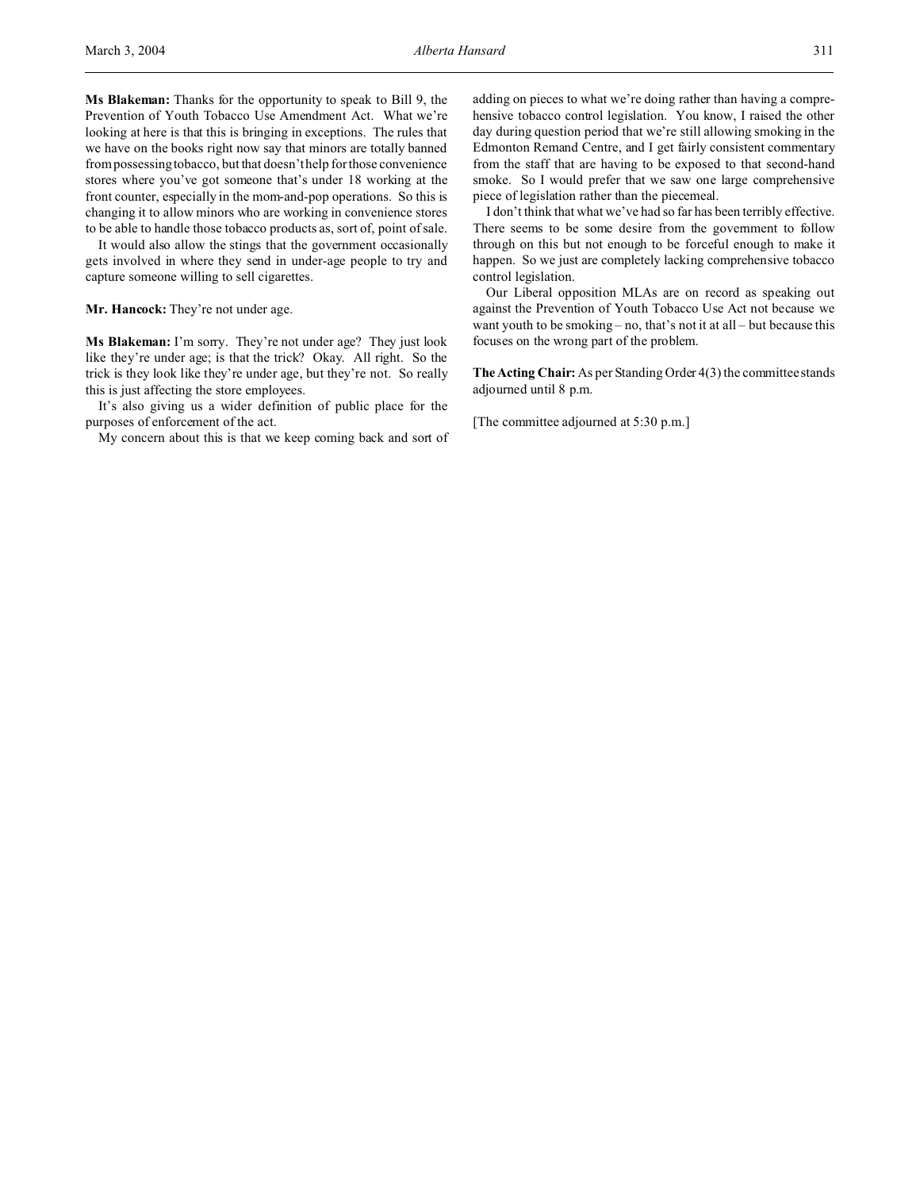**Ms Blakeman:** Thanks for the opportunity to speak to Bill 9, the Prevention of Youth Tobacco Use Amendment Act. What we're looking at here is that this is bringing in exceptions. The rules that we have on the books right now say that minors are totally banned from possessing tobacco, but that doesn't help for those convenience stores where you've got someone that's under 18 working at the front counter, especially in the mom-and-pop operations. So this is changing it to allow minors who are working in convenience stores to be able to handle those tobacco products as, sort of, point of sale.

It would also allow the stings that the government occasionally gets involved in where they send in under-age people to try and capture someone willing to sell cigarettes.

**Mr. Hancock:** They're not under age.

**Ms Blakeman:** I'm sorry. They're not under age? They just look like they're under age; is that the trick? Okay. All right. So the trick is they look like they're under age, but they're not. So really this is just affecting the store employees.

It's also giving us a wider definition of public place for the purposes of enforcement of the act.

My concern about this is that we keep coming back and sort of adding on pieces to what we're doing rather than having a comprehensive tobacco control legislation. You know, I raised the other day during question period that we're still allowing smoking in the Edmonton Remand Centre, and I get fairly consistent commentary from the staff that are having to be exposed to that second-hand smoke. So I would prefer that we saw one large comprehensive piece of legislation rather than the piecemeal.

I don't think that what we've had so far has been terribly effective. There seems to be some desire from the government to follow through on this but not enough to be forceful enough to make it happen. So we just are completely lacking comprehensive tobacco control legislation.

Our Liberal opposition MLAs are on record as speaking out against the Prevention of Youth Tobacco Use Act not because we want youth to be smoking – no, that's not it at all – but because this focuses on the wrong part of the problem.

**The Acting Chair:** As per Standing Order 4(3) the committee stands adjourned until 8 p.m.

[The committee adjourned at 5:30 p.m.]